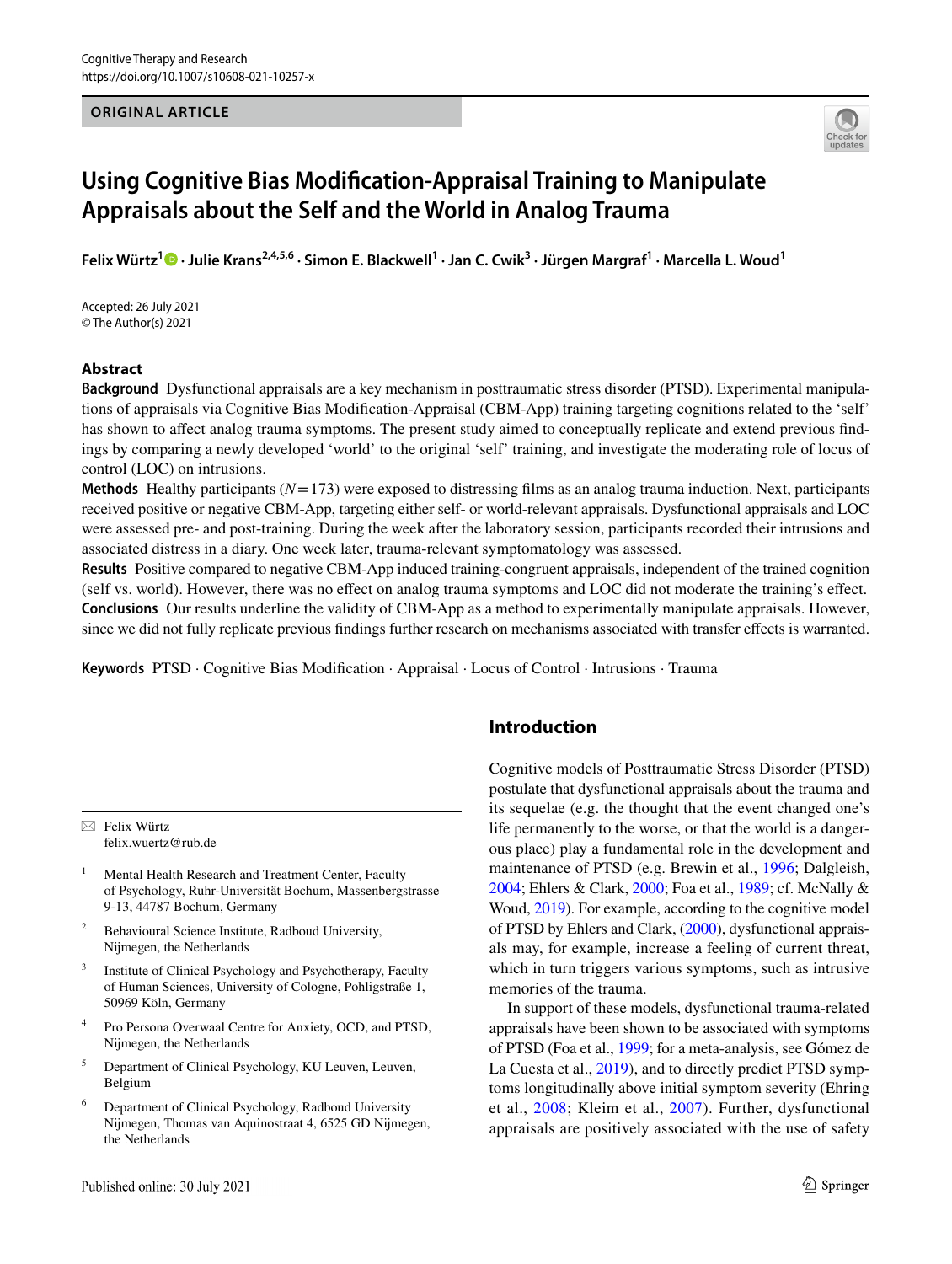ORIGINAL ARTICLE

# Using Cognitive Bias Modification-Appraisal Training to Manipulate Appraisals about the Self and the World in Analog Trauma

**Felix Würtz[1] · Julie Krans[2,4,5,6] · Simon E. Blackwell[1] · Jan C. Cwik[3] · Jürgen Margraf[1] · Marcella L. Woud[1]**

Accepted: 26 July 2021
© The Author(s) 2021

## Abstract

**Background** Dysfunctional appraisals are a key mechanism in posttraumatic stress disorder (PTSD). Experimental manipulations of appraisals via Cognitive Bias Modification-Appraisal (CBM-App) training targeting cognitions related to the 'self' has shown to affect analog trauma symptoms. The present study aimed to conceptually replicate and extend previous findings by comparing a newly developed 'world' to the original 'self' training, and investigate the moderating role of locus of control (LOC) on intrusions.

**Methods** Healthy participants ($N = 173$) were exposed to distressing films as an analog trauma induction. Next, participants received positive or negative CBM-App, targeting either self- or world-relevant appraisals. Dysfunctional appraisals and LOC were assessed pre- and post-training. During the week after the laboratory session, participants recorded their intrusions and associated distress in a diary. One week later, trauma-relevant symptomatology was assessed.

**Results** Positive compared to negative CBM-App induced training-congruent appraisals, independent of the trained cognition (self vs. world). However, there was no effect on analog trauma symptoms and LOC did not moderate the training's effect.

**Conclusions** Our results underline the validity of CBM-App as a method to experimentally manipulate appraisals. However, since we did not fully replicate previous findings further research on mechanisms associated with transfer effects is warranted.

**Keywords** PTSD · Cognitive Bias Modification · Appraisal · Locus of Control · Intrusions · Trauma

## Introduction

Cognitive models of Posttraumatic Stress Disorder (PTSD) postulate that dysfunctional appraisals about the trauma and its sequelae (e.g. the thought that the event changed one's life permanently to the worse, or that the world is a dangerous place) play a fundamental role in the development and maintenance of PTSD (e.g. Brewin et al., 1996; Dalgleish, 2004; Ehlers & Clark, 2000; Foa et al., 1989; cf. McNally & Woud, 2019). For example, according to the cognitive model of PTSD by Ehlers and Clark, (2000), dysfunctional appraisals may, for example, increase a feeling of current threat, which in turn triggers various symptoms, such as intrusive memories of the trauma.

In support of these models, dysfunctional trauma-related appraisals have been shown to be associated with symptoms of PTSD (Foa et al., 1999; for a meta-analysis, see Gómez de La Cuesta et al., 2019), and to directly predict PTSD symptoms longitudinally above initial symptom severity (Ehring et al., 2008; Kleim et al., 2007). Further, dysfunctional appraisals are positively associated with the use of safety

✉ Felix Würtz
felix.wuertz@rub.de

[1] Mental Health Research and Treatment Center, Faculty of Psychology, Ruhr-Universität Bochum, Massenbergstrasse 9-13, 44787 Bochum, Germany

[2] Behavioural Science Institute, Radboud University, Nijmegen, the Netherlands

[3] Institute of Clinical Psychology and Psychotherapy, Faculty of Human Sciences, University of Cologne, Pohligstraße 1, 50969 Köln, Germany

[4] Pro Persona Overwaal Centre for Anxiety, OCD, and PTSD, Nijmegen, the Netherlands

[5] Department of Clinical Psychology, KU Leuven, Leuven, Belgium

[6] Department of Clinical Psychology, Radboud University Nijmegen, Thomas van Aquinostraat 4, 6525 GD Nijmegen, the Netherlands

Published online: 30 July 2021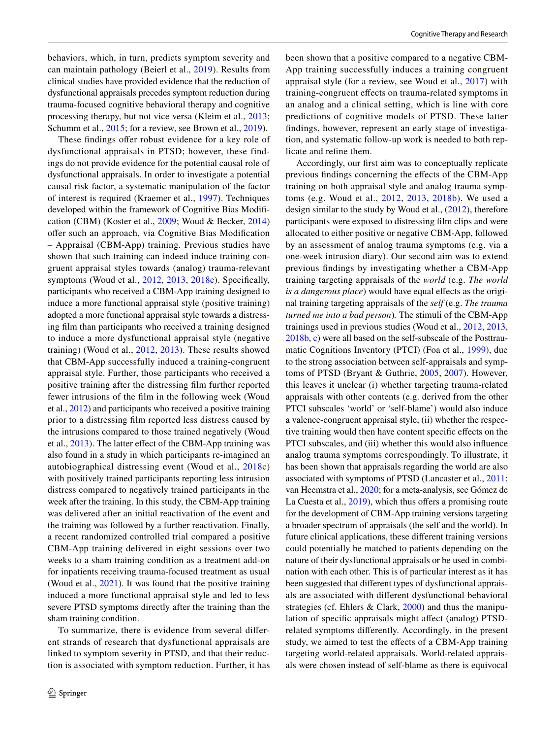behaviors, which, in turn, predicts symptom severity and can maintain pathology (Beierl et al., 2019). Results from clinical studies have provided evidence that the reduction of dysfunctional appraisals precedes symptom reduction during trauma-focused cognitive behavioral therapy and cognitive processing therapy, but not vice versa (Kleim et al., 2013; Schumm et al., 2015; for a review, see Brown et al., 2019).

These findings offer robust evidence for a key role of dysfunctional appraisals in PTSD; however, these findings do not provide evidence for the potential causal role of dysfunctional appraisals. In order to investigate a potential causal risk factor, a systematic manipulation of the factor of interest is required (Kraemer et al., 1997). Techniques developed within the framework of Cognitive Bias Modification (CBM) (Koster et al., 2009; Woud & Becker, 2014) offer such an approach, via Cognitive Bias Modification – Appraisal (CBM-App) training. Previous studies have shown that such training can indeed induce training congruent appraisal styles towards (analog) trauma-relevant symptoms (Woud et al., 2012, 2013, 2018c). Specifically, participants who received a CBM-App training designed to induce a more functional appraisal style (positive training) adopted a more functional appraisal style towards a distressing film than participants who received a training designed to induce a more dysfunctional appraisal style (negative training) (Woud et al., 2012, 2013). These results showed that CBM-App successfully induced a training-congruent appraisal style. Further, those participants who received a positive training after the distressing film further reported fewer intrusions of the film in the following week (Woud et al., 2012) and participants who received a positive training prior to a distressing film reported less distress caused by the intrusions compared to those trained negatively (Woud et al., 2013). The latter effect of the CBM-App training was also found in a study in which participants re-imagined an autobiographical distressing event (Woud et al., 2018c) with positively trained participants reporting less intrusion distress compared to negatively trained participants in the week after the training. In this study, the CBM-App training was delivered after an initial reactivation of the event and the training was followed by a further reactivation. Finally, a recent randomized controlled trial compared a positive CBM-App training delivered in eight sessions over two weeks to a sham training condition as a treatment add-on for inpatients receiving trauma-focused treatment as usual (Woud et al., 2021). It was found that the positive training induced a more functional appraisal style and led to less severe PTSD symptoms directly after the training than the sham training condition.

To summarize, there is evidence from several different strands of research that dysfunctional appraisals are linked to symptom severity in PTSD, and that their reduction is associated with symptom reduction. Further, it has been shown that a positive compared to a negative CBM-App training successfully induces a training congruent appraisal style (for a review, see Woud et al., 2017) with training-congruent effects on trauma-related symptoms in an analog and a clinical setting, which is line with core predictions of cognitive models of PTSD. These latter findings, however, represent an early stage of investigation, and systematic follow-up work is needed to both replicate and refine them.

Accordingly, our first aim was to conceptually replicate previous findings concerning the effects of the CBM-App training on both appraisal style and analog trauma symptoms (e.g. Woud et al., 2012, 2013, 2018b). We used a design similar to the study by Woud et al., (2012), therefore participants were exposed to distressing film clips and were allocated to either positive or negative CBM-App, followed by an assessment of analog trauma symptoms (e.g. via a one-week intrusion diary). Our second aim was to extend previous findings by investigating whether a CBM-App training targeting appraisals of the *world* (e.g. *The world is a dangerous place*) would have equal effects as the original training targeting appraisals of the *self* (e.g. *The trauma turned me into a bad person*). The stimuli of the CBM-App trainings used in previous studies (Woud et al., 2012, 2013, 2018b, c) were all based on the self-subscale of the Posttraumatic Cognitions Inventory (PTCI) (Foa et al., 1999), due to the strong association between self-appraisals and symptoms of PTSD (Bryant & Guthrie, 2005, 2007). However, this leaves it unclear (i) whether targeting trauma-related appraisals with other contents (e.g. derived from the other PTCI subscales 'world' or 'self-blame') would also induce a valence-congruent appraisal style, (ii) whether the respective training would then have content specific effects on the PTCI subscales, and (iii) whether this would also influence analog trauma symptoms correspondingly. To illustrate, it has been shown that appraisals regarding the world are also associated with symptoms of PTSD (Lancaster et al., 2011; van Heemstra et al., 2020; for a meta-analysis, see Gómez de La Cuesta et al., 2019), which thus offers a promising route for the development of CBM-App training versions targeting a broader spectrum of appraisals (the self and the world). In future clinical applications, these different training versions could potentially be matched to patients depending on the nature of their dysfunctional appraisals or be used in combination with each other. This is of particular interest as it has been suggested that different types of dysfunctional appraisals are associated with different dysfunctional behavioral strategies (cf. Ehlers & Clark, 2000) and thus the manipulation of specific appraisals might affect (analog) PTSD-related symptoms differently. Accordingly, in the present study, we aimed to test the effects of a CBM-App training targeting world-related appraisals. World-related appraisals were chosen instead of self-blame as there is equivocal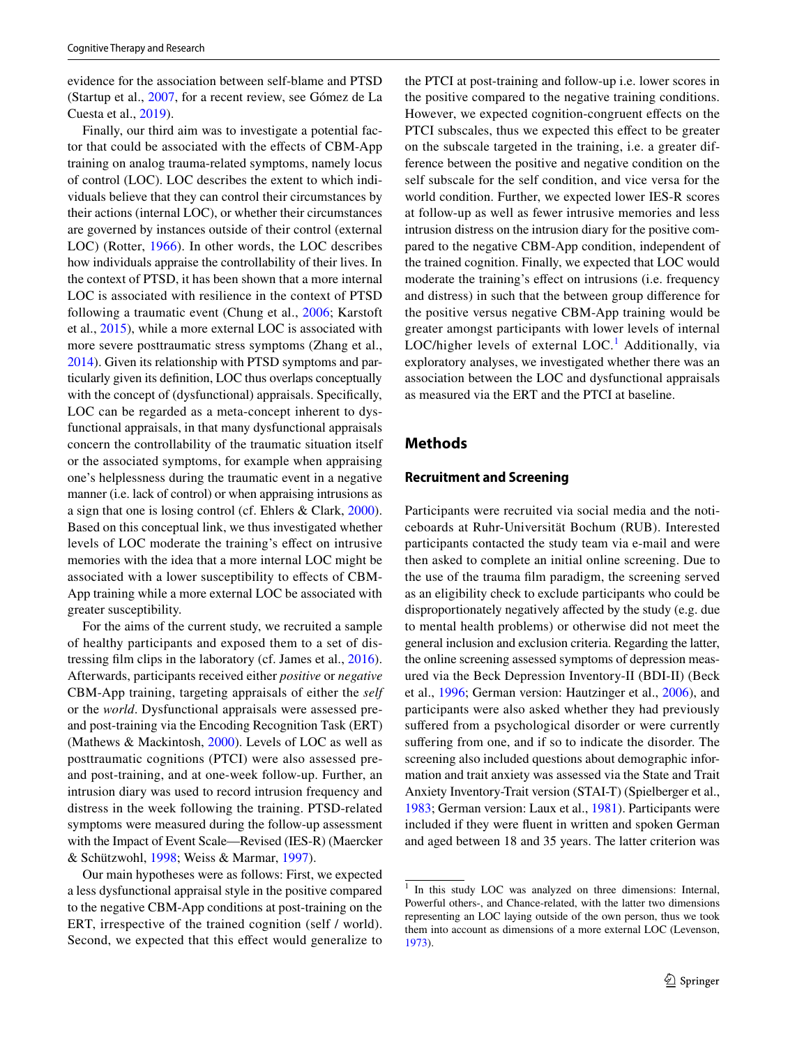evidence for the association between self-blame and PTSD (Startup et al., 2007, for a recent review, see Gómez de La Cuesta et al., 2019).

Finally, our third aim was to investigate a potential factor that could be associated with the effects of CBM-App training on analog trauma-related symptoms, namely locus of control (LOC). LOC describes the extent to which individuals believe that they can control their circumstances by their actions (internal LOC), or whether their circumstances are governed by instances outside of their control (external LOC) (Rotter, 1966). In other words, the LOC describes how individuals appraise the controllability of their lives. In the context of PTSD, it has been shown that a more internal LOC is associated with resilience in the context of PTSD following a traumatic event (Chung et al., 2006; Karstoft et al., 2015), while a more external LOC is associated with more severe posttraumatic stress symptoms (Zhang et al., 2014). Given its relationship with PTSD symptoms and particularly given its definition, LOC thus overlaps conceptually with the concept of (dysfunctional) appraisals. Specifically, LOC can be regarded as a meta-concept inherent to dysfunctional appraisals, in that many dysfunctional appraisals concern the controllability of the traumatic situation itself or the associated symptoms, for example when appraising one's helplessness during the traumatic event in a negative manner (i.e. lack of control) or when appraising intrusions as a sign that one is losing control (cf. Ehlers & Clark, 2000). Based on this conceptual link, we thus investigated whether levels of LOC moderate the training's effect on intrusive memories with the idea that a more internal LOC might be associated with a lower susceptibility to effects of CBM-App training while a more external LOC be associated with greater susceptibility.

For the aims of the current study, we recruited a sample of healthy participants and exposed them to a set of distressing film clips in the laboratory (cf. James et al., 2016). Afterwards, participants received either *positive* or *negative* CBM-App training, targeting appraisals of either the *self* or the *world*. Dysfunctional appraisals were assessed pre- and post-training via the Encoding Recognition Task (ERT) (Mathews & Mackintosh, 2000). Levels of LOC as well as posttraumatic cognitions (PTCI) were also assessed pre- and post-training, and at one-week follow-up. Further, an intrusion diary was used to record intrusion frequency and distress in the week following the training. PTSD-related symptoms were measured during the follow-up assessment with the Impact of Event Scale—Revised (IES-R) (Maercker & Schützwohl, 1998; Weiss & Marmar, 1997).

Our main hypotheses were as follows: First, we expected a less dysfunctional appraisal style in the positive compared to the negative CBM-App conditions at post-training on the ERT, irrespective of the trained cognition (self / world). Second, we expected that this effect would generalize to the PTCI at post-training and follow-up i.e. lower scores in the positive compared to the negative training conditions. However, we expected cognition-congruent effects on the PTCI subscales, thus we expected this effect to be greater on the subscale targeted in the training, i.e. a greater difference between the positive and negative condition on the self subscale for the self condition, and vice versa for the world condition. Further, we expected lower IES-R scores at follow-up as well as fewer intrusive memories and less intrusion distress on the intrusion diary for the positive compared to the negative CBM-App condition, independent of the trained cognition. Finally, we expected that LOC would moderate the training's effect on intrusions (i.e. frequency and distress) in such that the between group difference for the positive versus negative CBM-App training would be greater amongst participants with lower levels of internal LOC/higher levels of external LOC.[1] Additionally, via exploratory analyses, we investigated whether there was an association between the LOC and dysfunctional appraisals as measured via the ERT and the PTCI at baseline.

## Methods

### Recruitment and Screening

Participants were recruited via social media and the noticeboards at Ruhr-Universität Bochum (RUB). Interested participants contacted the study team via e-mail and were then asked to complete an initial online screening. Due to the use of the trauma film paradigm, the screening served as an eligibility check to exclude participants who could be disproportionately negatively affected by the study (e.g. due to mental health problems) or otherwise did not meet the general inclusion and exclusion criteria. Regarding the latter, the online screening assessed symptoms of depression measured via the Beck Depression Inventory-II (BDI-II) (Beck et al., 1996; German version: Hautzinger et al., 2006), and participants were also asked whether they had previously suffered from a psychological disorder or were currently suffering from one, and if so to indicate the disorder. The screening also included questions about demographic information and trait anxiety was assessed via the State and Trait Anxiety Inventory-Trait version (STAI-T) (Spielberger et al., 1983; German version: Laux et al., 1981). Participants were included if they were fluent in written and spoken German and aged between 18 and 35 years. The latter criterion was

[1] In this study LOC was analyzed on three dimensions: Internal, Powerful others-, and Chance-related, with the latter two dimensions representing an LOC laying outside of the own person, thus we took them into account as dimensions of a more external LOC (Levenson, 1973).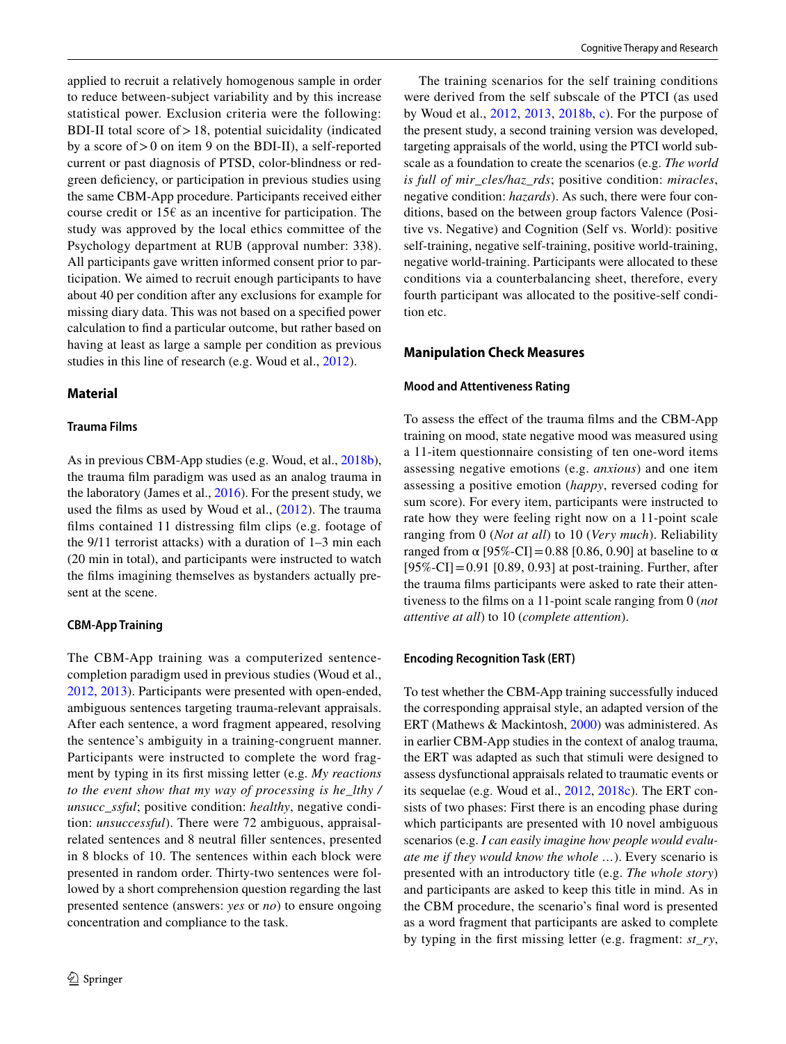applied to recruit a relatively homogenous sample in order to reduce between-subject variability and by this increase statistical power. Exclusion criteria were the following: BDI-II total score of > 18, potential suicidality (indicated by a score of > 0 on item 9 on the BDI-II), a self-reported current or past diagnosis of PTSD, color-blindness or red-green deficiency, or participation in previous studies using the same CBM-App procedure. Participants received either course credit or 15€ as an incentive for participation. The study was approved by the local ethics committee of the Psychology department at RUB (approval number: 338). All participants gave written informed consent prior to participation. We aimed to recruit enough participants to have about 40 per condition after any exclusions for example for missing diary data. This was not based on a specified power calculation to find a particular outcome, but rather based on having at least as large a sample per condition as previous studies in this line of research (e.g. Woud et al., 2012).

## Material

### Trauma Films

As in previous CBM-App studies (e.g. Woud, et al., 2018b), the trauma film paradigm was used as an analog trauma in the laboratory (James et al., 2016). For the present study, we used the films as used by Woud et al., (2012). The trauma films contained 11 distressing film clips (e.g. footage of the 9/11 terrorist attacks) with a duration of 1–3 min each (20 min in total), and participants were instructed to watch the films imagining themselves as bystanders actually present at the scene.

### CBM-App Training

The CBM-App training was a computerized sentence-completion paradigm used in previous studies (Woud et al., 2012, 2013). Participants were presented with open-ended, ambiguous sentences targeting trauma-relevant appraisals. After each sentence, a word fragment appeared, resolving the sentence's ambiguity in a training-congruent manner. Participants were instructed to complete the word fragment by typing in its first missing letter (e.g. *My reactions to the event show that my way of processing is he_lthy / unsucc_ssful*; positive condition: *healthy*, negative condition: *unsuccessful*). There were 72 ambiguous, appraisal-related sentences and 8 neutral filler sentences, presented in 8 blocks of 10. The sentences within each block were presented in random order. Thirty-two sentences were followed by a short comprehension question regarding the last presented sentence (answers: *yes* or *no*) to ensure ongoing concentration and compliance to the task.

The training scenarios for the self training conditions were derived from the self subscale of the PTCI (as used by Woud et al., 2012, 2013, 2018b, c). For the purpose of the present study, a second training version was developed, targeting appraisals of the world, using the PTCI world subscale as a foundation to create the scenarios (e.g. *The world is full of mir_cles/haz_rds*; positive condition: *miracles*, negative condition: *hazards*). As such, there were four conditions, based on the between group factors Valence (Positive vs. Negative) and Cognition (Self vs. World): positive self-training, negative self-training, positive world-training, negative world-training. Participants were allocated to these conditions via a counterbalancing sheet, therefore, every fourth participant was allocated to the positive-self condition etc.

## Manipulation Check Measures

### Mood and Attentiveness Rating

To assess the effect of the trauma films and the CBM-App training on mood, state negative mood was measured using a 11-item questionnaire consisting of ten one-word items assessing negative emotions (e.g. *anxious*) and one item assessing a positive emotion (*happy*, reversed coding for sum score). For every item, participants were instructed to rate how they were feeling right now on a 11-point scale ranging from 0 (*Not at all*) to 10 (*Very much*). Reliability ranged from $\alpha$ [95%-CI] = 0.88 [0.86, 0.90] at baseline to $\alpha$ [95%-CI] = 0.91 [0.89, 0.93] at post-training. Further, after the trauma films participants were asked to rate their attentiveness to the films on a 11-point scale ranging from 0 (*not attentive at all*) to 10 (*complete attention*).

### Encoding Recognition Task (ERT)

To test whether the CBM-App training successfully induced the corresponding appraisal style, an adapted version of the ERT (Mathews & Mackintosh, 2000) was administered. As in earlier CBM-App studies in the context of analog trauma, the ERT was adapted as such that stimuli were designed to assess dysfunctional appraisals related to traumatic events or its sequelae (e.g. Woud et al., 2012, 2018c). The ERT consists of two phases: First there is an encoding phase during which participants are presented with 10 novel ambiguous scenarios (e.g. *I can easily imagine how people would evaluate me if they would know the whole …*). Every scenario is presented with an introductory title (e.g. *The whole story*) and participants are asked to keep this title in mind. As in the CBM procedure, the scenario's final word is presented as a word fragment that participants are asked to complete by typing in the first missing letter (e.g. fragment: *st_ry*,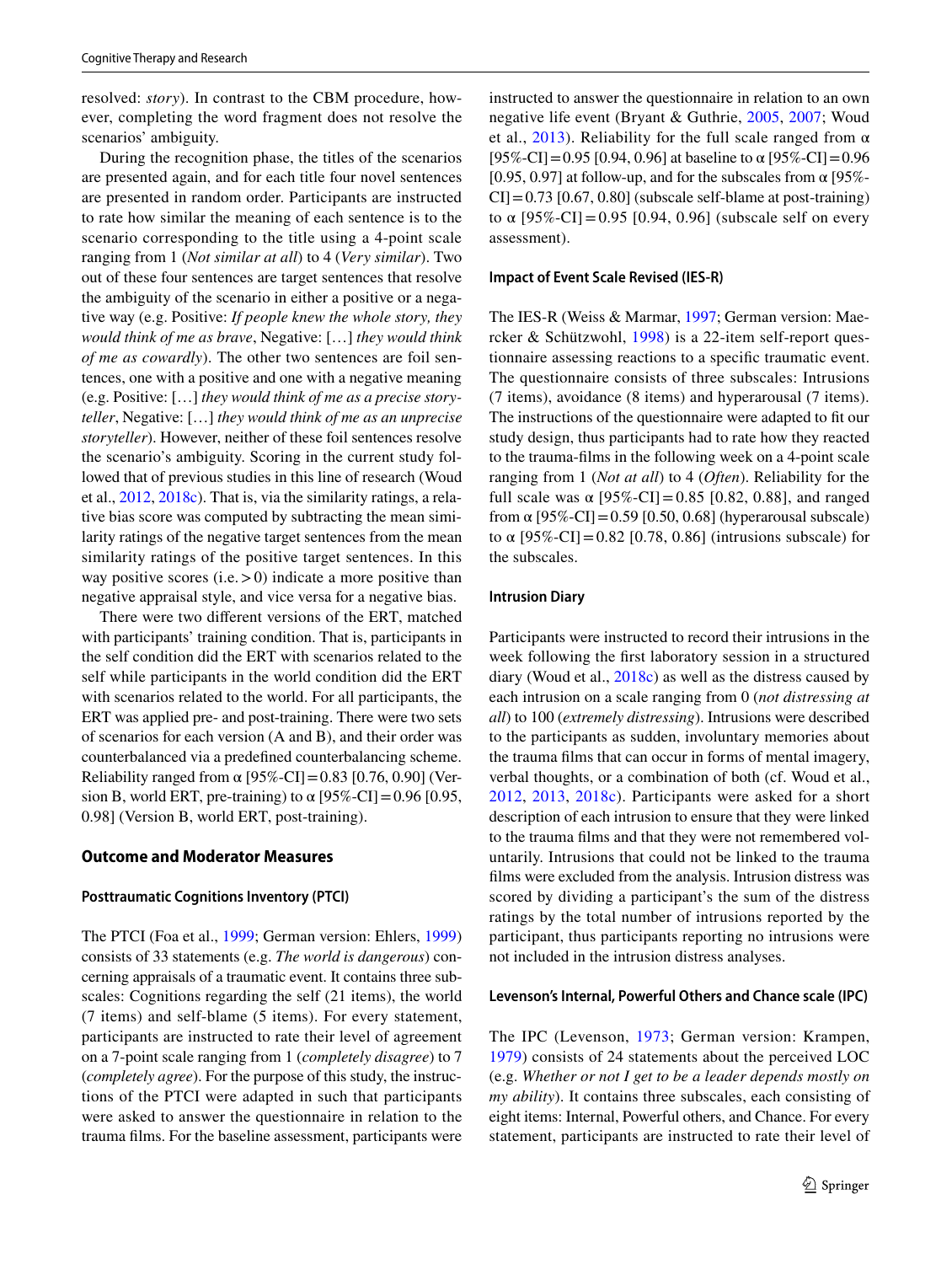resolved: *story*). In contrast to the CBM procedure, however, completing the word fragment does not resolve the scenarios' ambiguity.

During the recognition phase, the titles of the scenarios are presented again, and for each title four novel sentences are presented in random order. Participants are instructed to rate how similar the meaning of each sentence is to the scenario corresponding to the title using a 4-point scale ranging from 1 (*Not similar at all*) to 4 (*Very similar*). Two out of these four sentences are target sentences that resolve the ambiguity of the scenario in either a positive or a negative way (e.g. Positive: *If people knew the whole story, they would think of me as brave*, Negative: […] *they would think of me as cowardly*). The other two sentences are foil sentences, one with a positive and one with a negative meaning (e.g. Positive: […] *they would think of me as a precise storyteller*, Negative: […] *they would think of me as an unprecise storyteller*). However, neither of these foil sentences resolve the scenario's ambiguity. Scoring in the current study followed that of previous studies in this line of research (Woud et al., 2012, 2018c). That is, via the similarity ratings, a relative bias score was computed by subtracting the mean similarity ratings of the negative target sentences from the mean similarity ratings of the positive target sentences. In this way positive scores (i.e. $>0$) indicate a more positive than negative appraisal style, and vice versa for a negative bias.

There were two different versions of the ERT, matched with participants' training condition. That is, participants in the self condition did the ERT with scenarios related to the self while participants in the world condition did the ERT with scenarios related to the world. For all participants, the ERT was applied pre- and post-training. There were two sets of scenarios for each version (A and B), and their order was counterbalanced via a predefined counterbalancing scheme. Reliability ranged from $\alpha$ [95%-CI] = 0.83 [0.76, 0.90] (Version B, world ERT, pre-training) to $\alpha$ [95%-CI] = 0.96 [0.95, 0.98] (Version B, world ERT, post-training).

### Outcome and Moderator Measures

#### Posttraumatic Cognitions Inventory (PTCI)

The PTCI (Foa et al., 1999; German version: Ehlers, 1999) consists of 33 statements (e.g. *The world is dangerous*) concerning appraisals of a traumatic event. It contains three subscales: Cognitions regarding the self (21 items), the world (7 items) and self-blame (5 items). For every statement, participants are instructed to rate their level of agreement on a 7-point scale ranging from 1 (*completely disagree*) to 7 (*completely agree*). For the purpose of this study, the instructions of the PTCI were adapted in such that participants were asked to answer the questionnaire in relation to the trauma films. For the baseline assessment, participants were instructed to answer the questionnaire in relation to an own negative life event (Bryant & Guthrie, 2005, 2007; Woud et al., 2013). Reliability for the full scale ranged from $\alpha$ [95%-CI] = 0.95 [0.94, 0.96] at baseline to $\alpha$ [95%-CI] = 0.96 [0.95, 0.97] at follow-up, and for the subscales from $\alpha$ [95%-CI] = 0.73 [0.67, 0.80] (subscale self-blame at post-training) to $\alpha$ [95%-CI] = 0.95 [0.94, 0.96] (subscale self on every assessment).

#### Impact of Event Scale Revised (IES-R)

The IES-R (Weiss & Marmar, 1997; German version: Maercker & Schützwohl, 1998) is a 22-item self-report questionnaire assessing reactions to a specific traumatic event. The questionnaire consists of three subscales: Intrusions (7 items), avoidance (8 items) and hyperarousal (7 items). The instructions of the questionnaire were adapted to fit our study design, thus participants had to rate how they reacted to the trauma-films in the following week on a 4-point scale ranging from 1 (*Not at all*) to 4 (*Often*). Reliability for the full scale was $\alpha$ [95%-CI] = 0.85 [0.82, 0.88], and ranged from $\alpha$ [95%-CI] = 0.59 [0.50, 0.68] (hyperarousal subscale) to $\alpha$ [95%-CI] = 0.82 [0.78, 0.86] (intrusions subscale) for the subscales.

#### Intrusion Diary

Participants were instructed to record their intrusions in the week following the first laboratory session in a structured diary (Woud et al., 2018c) as well as the distress caused by each intrusion on a scale ranging from 0 (*not distressing at all*) to 100 (*extremely distressing*). Intrusions were described to the participants as sudden, involuntary memories about the trauma films that can occur in forms of mental imagery, verbal thoughts, or a combination of both (cf. Woud et al., 2012, 2013, 2018c). Participants were asked for a short description of each intrusion to ensure that they were linked to the trauma films and that they were not remembered voluntarily. Intrusions that could not be linked to the trauma films were excluded from the analysis. Intrusion distress was scored by dividing a participant's the sum of the distress ratings by the total number of intrusions reported by the participant, thus participants reporting no intrusions were not included in the intrusion distress analyses.

#### Levenson's Internal, Powerful Others and Chance scale (IPC)

The IPC (Levenson, 1973; German version: Krampen, 1979) consists of 24 statements about the perceived LOC (e.g. *Whether or not I get to be a leader depends mostly on my ability*). It contains three subscales, each consisting of eight items: Internal, Powerful others, and Chance. For every statement, participants are instructed to rate their level of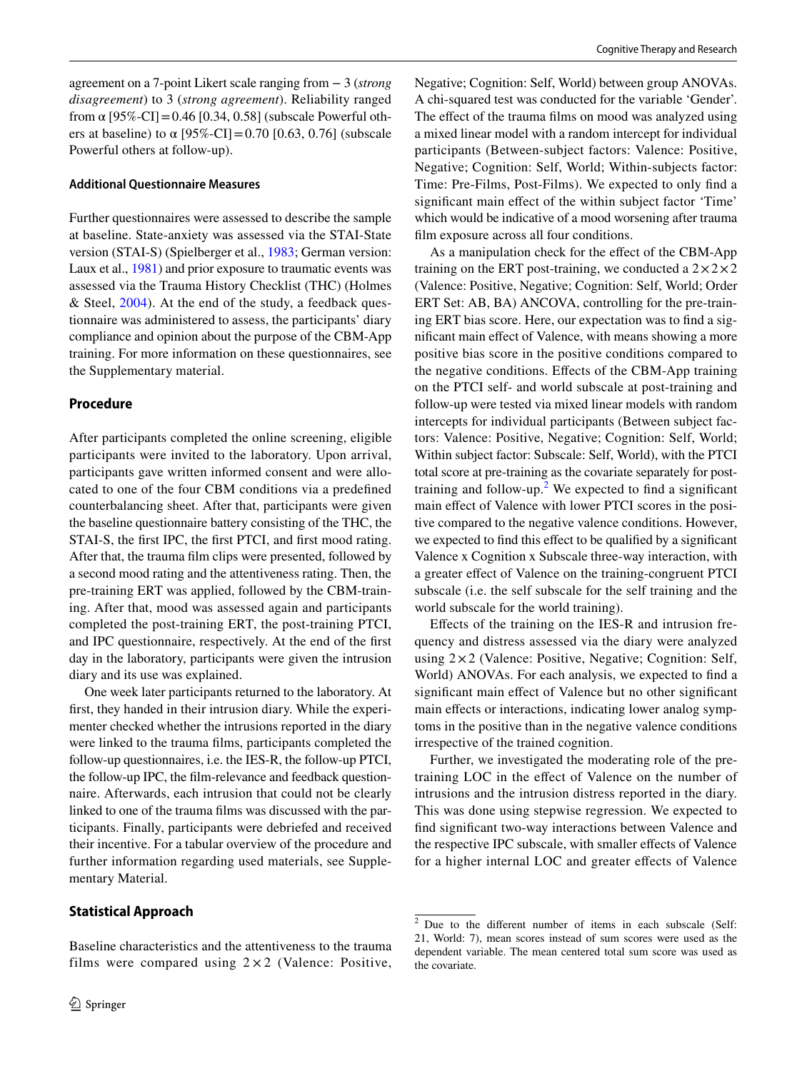agreement on a 7-point Likert scale ranging from − 3 (*strong disagreement*) to 3 (*strong agreement*). Reliability ranged from α [95%-CI] = 0.46 [0.34, 0.58] (subscale Powerful others at baseline) to α [95%-CI] = 0.70 [0.63, 0.76] (subscale Powerful others at follow-up).

#### Additional Questionnaire Measures

Further questionnaires were assessed to describe the sample at baseline. State-anxiety was assessed via the STAI-State version (STAI-S) (Spielberger et al., 1983; German version: Laux et al., 1981) and prior exposure to traumatic events was assessed via the Trauma History Checklist (THC) (Holmes & Steel, 2004). At the end of the study, a feedback questionnaire was administered to assess, the participants' diary compliance and opinion about the purpose of the CBM-App training. For more information on these questionnaires, see the Supplementary material.

### Procedure

After participants completed the online screening, eligible participants were invited to the laboratory. Upon arrival, participants gave written informed consent and were allocated to one of the four CBM conditions via a predefined counterbalancing sheet. After that, participants were given the baseline questionnaire battery consisting of the THC, the STAI-S, the first IPC, the first PTCI, and first mood rating. After that, the trauma film clips were presented, followed by a second mood rating and the attentiveness rating. Then, the pre-training ERT was applied, followed by the CBM-training. After that, mood was assessed again and participants completed the post-training ERT, the post-training PTCI, and IPC questionnaire, respectively. At the end of the first day in the laboratory, participants were given the intrusion diary and its use was explained.

One week later participants returned to the laboratory. At first, they handed in their intrusion diary. While the experimenter checked whether the intrusions reported in the diary were linked to the trauma films, participants completed the follow-up questionnaires, i.e. the IES-R, the follow-up PTCI, the follow-up IPC, the film-relevance and feedback questionnaire. Afterwards, each intrusion that could not be clearly linked to one of the trauma films was discussed with the participants. Finally, participants were debriefed and received their incentive. For a tabular overview of the procedure and further information regarding used materials, see Supplementary Material.

### Statistical Approach

Baseline characteristics and the attentiveness to the trauma films were compared using 2 × 2 (Valence: Positive, Negative; Cognition: Self, World) between group ANOVAs. A chi-squared test was conducted for the variable 'Gender'. The effect of the trauma films on mood was analyzed using a mixed linear model with a random intercept for individual participants (Between-subject factors: Valence: Positive, Negative; Cognition: Self, World; Within-subjects factor: Time: Pre-Films, Post-Films). We expected to only find a significant main effect of the within subject factor 'Time' which would be indicative of a mood worsening after trauma film exposure across all four conditions.

As a manipulation check for the effect of the CBM-App training on the ERT post-training, we conducted a 2 × 2 × 2 (Valence: Positive, Negative; Cognition: Self, World; Order ERT Set: AB, BA) ANCOVA, controlling for the pre-training ERT bias score. Here, our expectation was to find a significant main effect of Valence, with means showing a more positive bias score in the positive conditions compared to the negative conditions. Effects of the CBM-App training on the PTCI self- and world subscale at post-training and follow-up were tested via mixed linear models with random intercepts for individual participants (Between subject factors: Valence: Positive, Negative; Cognition: Self, World; Within subject factor: Subscale: Self, World), with the PTCI total score at pre-training as the covariate separately for post-training and follow-up.[2] We expected to find a significant main effect of Valence with lower PTCI scores in the positive compared to the negative valence conditions. However, we expected to find this effect to be qualified by a significant Valence x Cognition x Subscale three-way interaction, with a greater effect of Valence on the training-congruent PTCI subscale (i.e. the self subscale for the self training and the world subscale for the world training).

Effects of the training on the IES-R and intrusion frequency and distress assessed via the diary were analyzed using 2 × 2 (Valence: Positive, Negative; Cognition: Self, World) ANOVAs. For each analysis, we expected to find a significant main effect of Valence but no other significant main effects or interactions, indicating lower analog symptoms in the positive than in the negative valence conditions irrespective of the trained cognition.

Further, we investigated the moderating role of the pre-training LOC in the effect of Valence on the number of intrusions and the intrusion distress reported in the diary. This was done using stepwise regression. We expected to find significant two-way interactions between Valence and the respective IPC subscale, with smaller effects of Valence for a higher internal LOC and greater effects of Valence

[2] Due to the different number of items in each subscale (Self: 21, World: 7), mean scores instead of sum scores were used as the dependent variable. The mean centered total sum score was used as the covariate.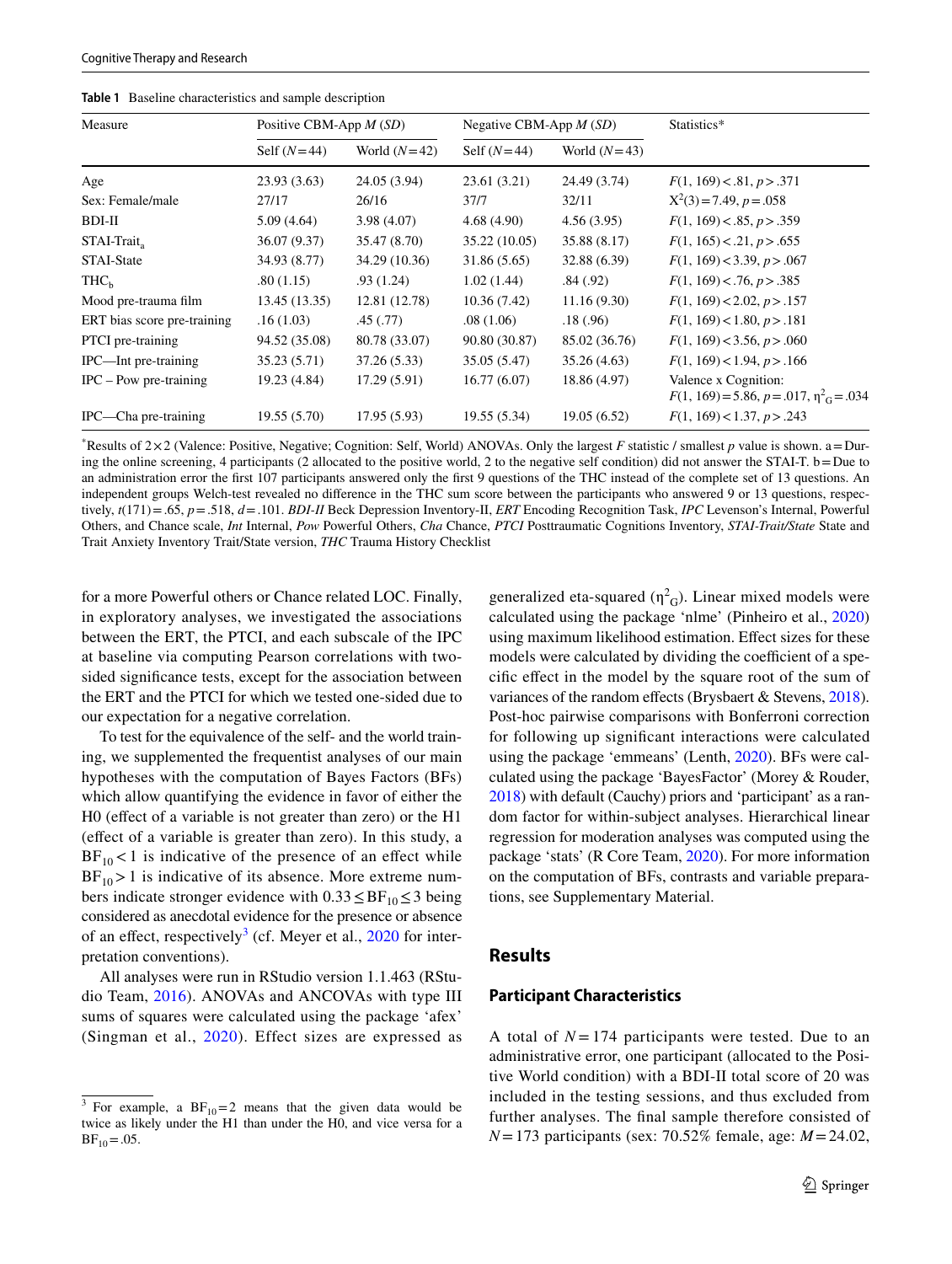**Table 1** Baseline characteristics and sample description

| Measure | Positive CBM-App *M* (*SD*) | | Negative CBM-App *M* (*SD*) | | Statistics* |
|---|---|---|---|---|---|
| | Self ($N=44$) | World ($N=42$) | Self ($N=44$) | World ($N=43$) | |
| Age | 23.93 (3.63) | 24.05 (3.94) | 23.61 (3.21) | 24.49 (3.74) | $F(1, 169) < .81, p > .371$ |
| Sex: Female/male | 27/17 | 26/16 | 37/7 | 32/11 | $X^2(3) = 7.49, p = .058$ |
| BDI-II | 5.09 (4.64) | 3.98 (4.07) | 4.68 (4.90) | 4.56 (3.95) | $F(1, 169) < .85, p > .359$ |
| STAI-Trait$_a$ | 36.07 (9.37) | 35.47 (8.70) | 35.22 (10.05) | 35.88 (8.17) | $F(1, 165) < .21, p > .655$ |
| STAI-State | 34.93 (8.77) | 34.29 (10.36) | 31.86 (5.65) | 32.88 (6.39) | $F(1, 169) < 3.39, p > .067$ |
| THC$_b$ | .80 (1.15) | .93 (1.24) | 1.02 (1.44) | .84 (.92) | $F(1, 169) < .76, p > .385$ |
| Mood pre-trauma film | 13.45 (13.35) | 12.81 (12.78) | 10.36 (7.42) | 11.16 (9.30) | $F(1, 169) < 2.02, p > .157$ |
| ERT bias score pre-training | .16 (1.03) | .45 (.77) | .08 (1.06) | .18 (.96) | $F(1, 169) < 1.80, p > .181$ |
| PTCI pre-training | 94.52 (35.08) | 80.78 (33.07) | 90.80 (30.87) | 85.02 (36.76) | $F(1, 169) < 3.56, p > .060$ |
| IPC—Int pre-training | 35.23 (5.71) | 37.26 (5.33) | 35.05 (5.47) | 35.26 (4.63) | $F(1, 169) < 1.94, p > .166$ |
| IPC – Pow pre-training | 19.23 (4.84) | 17.29 (5.91) | 16.77 (6.07) | 18.86 (4.97) | Valence x Cognition: $F(1, 169) = 5.86, p = .017, \eta^2_G = .034$ |
| IPC—Cha pre-training | 19.55 (5.70) | 17.95 (5.93) | 19.55 (5.34) | 19.05 (6.52) | $F(1, 169) < 1.37, p > .243$ |

*Results of 2 × 2 (Valence: Positive, Negative; Cognition: Self, World) ANOVAs. Only the largest *F* statistic / smallest *p* value is shown. a = During the online screening, 4 participants (2 allocated to the positive world, 2 to the negative self condition) did not answer the STAI-T. b = Due to an administration error the first 107 participants answered only the first 9 questions of the THC instead of the complete set of 13 questions. An independent groups Welch-test revealed no difference in the THC sum score between the participants who answered 9 or 13 questions, respectively, $t(171) = .65$, $p = .518$, $d = .101$. *BDI-II* Beck Depression Inventory-II, *ERT* Encoding Recognition Task, *IPC* Levenson's Internal, Powerful Others, and Chance scale, *Int* Internal, *Pow* Powerful Others, *Cha* Chance, *PTCI* Posttraumatic Cognitions Inventory, *STAI-Trait/State* State and Trait Anxiety Inventory Trait/State version, *THC* Trauma History Checklist

for a more Powerful others or Chance related LOC. Finally, in exploratory analyses, we investigated the associations between the ERT, the PTCI, and each subscale of the IPC at baseline via computing Pearson correlations with two-sided significance tests, except for the association between the ERT and the PTCI for which we tested one-sided due to our expectation for a negative correlation.

To test for the equivalence of the self- and the world training, we supplemented the frequentist analyses of our main hypotheses with the computation of Bayes Factors (BFs) which allow quantifying the evidence in favor of either the H0 (effect of a variable is not greater than zero) or the H1 (effect of a variable is greater than zero). In this study, a $BF_{10} < 1$ is indicative of the presence of an effect while $BF_{10} > 1$ is indicative of its absence. More extreme numbers indicate stronger evidence with $0.33 \leq BF_{10} \leq 3$ being considered as anecdotal evidence for the presence or absence of an effect, respectively[3] (cf. Meyer et al., 2020 for interpretation conventions).

All analyses were run in RStudio version 1.1.463 (RStudio Team, 2016). ANOVAs and ANCOVAs with type III sums of squares were calculated using the package 'afex' (Singman et al., 2020). Effect sizes are expressed as generalized eta-squared ($\eta^2_G$). Linear mixed models were calculated using the package 'nlme' (Pinheiro et al., 2020) using maximum likelihood estimation. Effect sizes for these models were calculated by dividing the coefficient of a specific effect in the model by the square root of the sum of variances of the random effects (Brysbaert & Stevens, 2018). Post-hoc pairwise comparisons with Bonferroni correction for following up significant interactions were calculated using the package 'emmeans' (Lenth, 2020). BFs were calculated using the package 'BayesFactor' (Morey & Rouder, 2018) with default (Cauchy) priors and 'participant' as a random factor for within-subject analyses. Hierarchical linear regression for moderation analyses was computed using the package 'stats' (R Core Team, 2020). For more information on the computation of BFs, contrasts and variable preparations, see Supplementary Material.

## Results

### Participant Characteristics

A total of $N = 174$ participants were tested. Due to an administrative error, one participant (allocated to the Positive World condition) with a BDI-II total score of 20 was included in the testing sessions, and thus excluded from further analyses. The final sample therefore consisted of $N = 173$ participants (sex: 70.52% female, age: $M = 24.02$,

[3] For example, a $BF_{10} = 2$ means that the given data would be twice as likely under the H1 than under the H0, and vice versa for a $BF_{10} = .05$.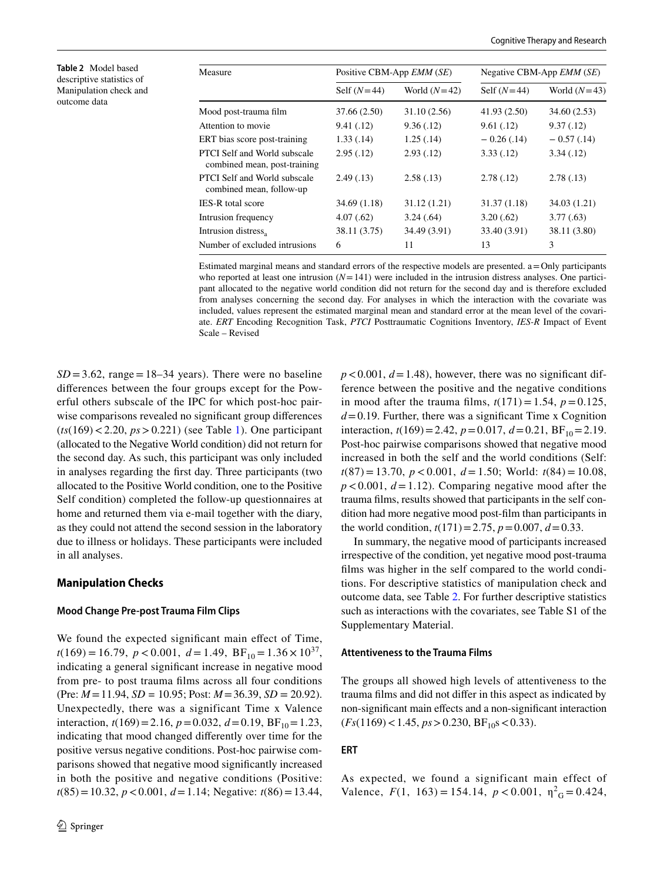**Table 2** Model based descriptive statistics of Manipulation check and outcome data

| Measure | Positive CBM-App *EMM* (*SE*) | | Negative CBM-App *EMM* (*SE*) | |
|---|---|---|---|---|
| | Self ($N$=44) | World ($N$=42) | Self ($N$=44) | World ($N$=43) |
| Mood post-trauma film | 37.66 (2.50) | 31.10 (2.56) | 41.93 (2.50) | 34.60 (2.53) |
| Attention to movie | 9.41 (.12) | 9.36 (.12) | 9.61 (.12) | 9.37 (.12) |
| ERT bias score post-training | 1.33 (.14) | 1.25 (.14) | − 0.26 (.14) | − 0.57 (.14) |
| PTCI Self and World subscale combined mean, post-training | 2.95 (.12) | 2.93 (.12) | 3.33 (.12) | 3.34 (.12) |
| PTCI Self and World subscale combined mean, follow-up | 2.49 (.13) | 2.58 (.13) | 2.78 (.12) | 2.78 (.13) |
| IES-R total score | 34.69 (1.18) | 31.12 (1.21) | 31.37 (1.18) | 34.03 (1.21) |
| Intrusion frequency | 4.07 (.62) | 3.24 (.64) | 3.20 (.62) | 3.77 (.63) |
| Intrusion distress$_a$ | 38.11 (3.75) | 34.49 (3.91) | 33.40 (3.91) | 38.11 (3.80) |
| Number of excluded intrusions | 6 | 11 | 13 | 3 |

Estimated marginal means and standard errors of the respective models are presented. a = Only participants who reported at least one intrusion ($N$=141) were included in the intrusion distress analyses. One participant allocated to the negative world condition did not return for the second day and is therefore excluded from analyses concerning the second day. For analyses in which the interaction with the covariate was included, values represent the estimated marginal mean and standard error at the mean level of the covariate. *ERT* Encoding Recognition Task, *PTCI* Posttraumatic Cognitions Inventory, *IES-R* Impact of Event Scale – Revised

$SD$ = 3.62, range = 18–34 years). There were no baseline differences between the four groups except for the Powerful others subscale of the IPC for which post-hoc pairwise comparisons revealed no significant group differences ($ts(169) < 2.20$, $ps > 0.221$) (see Table 1). One participant (allocated to the Negative World condition) did not return for the second day. As such, this participant was only included in analyses regarding the first day. Three participants (two allocated to the Positive World condition, one to the Positive Self condition) completed the follow-up questionnaires at home and returned them via e-mail together with the diary, as they could not attend the second session in the laboratory due to illness or holidays. These participants were included in all analyses.

## Manipulation Checks

### Mood Change Pre-post Trauma Film Clips

We found the expected significant main effect of Time, $t(169) = 16.79$, $p < 0.001$, $d = 1.49$, $BF_{10} = 1.36 \times 10^{37}$, indicating a general significant increase in negative mood from pre- to post trauma films across all four conditions (Pre: $M$ = 11.94, $SD$ = 10.95; Post: $M$ = 36.39, $SD$ = 20.92). Unexpectedly, there was a significant Time x Valence interaction, $t(169) = 2.16$, $p = 0.032$, $d = 0.19$, $BF_{10} = 1.23$, indicating that mood changed differently over time for the positive versus negative conditions. Post-hoc pairwise comparisons showed that negative mood significantly increased in both the positive and negative conditions (Positive: $t(85) = 10.32$, $p < 0.001$, $d = 1.14$; Negative: $t(86) = 13.44$, $p < 0.001$, $d = 1.48$), however, there was no significant difference between the positive and the negative conditions in mood after the trauma films, $t(171) = 1.54$, $p = 0.125$, $d = 0.19$. Further, there was a significant Time x Cognition interaction, $t(169) = 2.42$, $p = 0.017$, $d = 0.21$, $BF_{10} = 2.19$. Post-hoc pairwise comparisons showed that negative mood increased in both the self and the world conditions (Self: $t(87) = 13.70$, $p < 0.001$, $d = 1.50$; World: $t(84) = 10.08$, $p < 0.001$, $d = 1.12$). Comparing negative mood after the trauma films, results showed that participants in the self condition had more negative mood post-film than participants in the world condition, $t(171) = 2.75$, $p = 0.007$, $d = 0.33$.

In summary, the negative mood of participants increased irrespective of the condition, yet negative mood post-trauma films was higher in the self compared to the world conditions. For descriptive statistics of manipulation check and outcome data, see Table 2. For further descriptive statistics such as interactions with the covariates, see Table S1 of the Supplementary Material.

### Attentiveness to the Trauma Films

The groups all showed high levels of attentiveness to the trauma films and did not differ in this aspect as indicated by non-significant main effects and a non-significant interaction ($Fs(1169) < 1.45$, $ps > 0.230$, $BF_{10}s < 0.33$).

### ERT

As expected, we found a significant main effect of Valence, $F(1, 163) = 154.14$, $p < 0.001$, $\eta^2_G = 0.424$,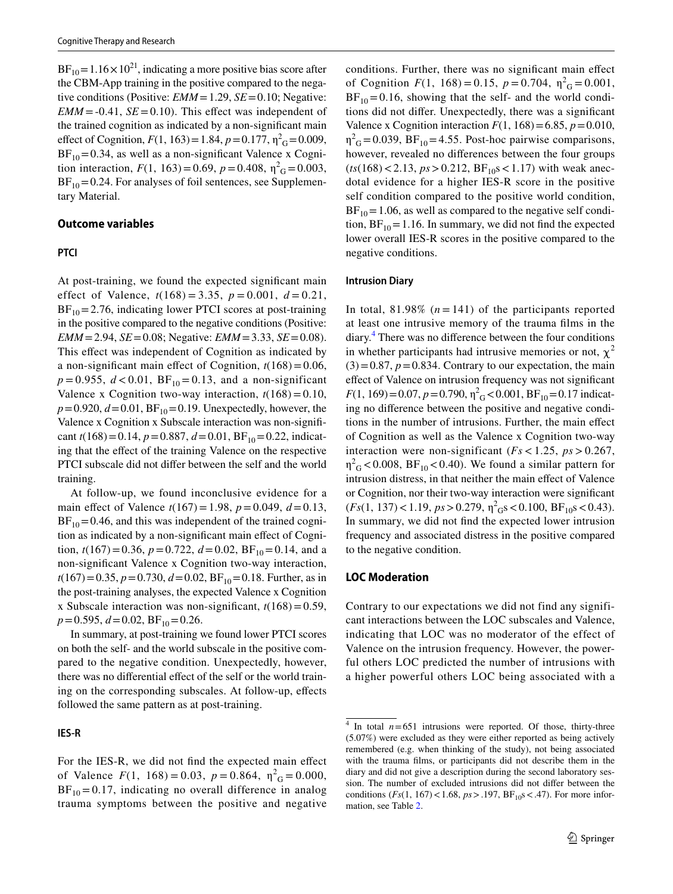$BF_{10} = 1.16 \times 10^{21}$, indicating a more positive bias score after the CBM-App training in the positive compared to the negative conditions (Positive: *EMM* = 1.29, *SE* = 0.10; Negative: *EMM* = -0.41, *SE* = 0.10). This effect was independent of the trained cognition as indicated by a non-significant main effect of Cognition, $F(1, 163) = 1.84$, $p = 0.177$, $\eta^2_G = 0.009$, $BF_{10} = 0.34$, as well as a non-significant Valence x Cognition interaction, $F(1, 163) = 0.69$, $p = 0.408$, $\eta^2_G = 0.003$, $BF_{10} = 0.24$. For analyses of foil sentences, see Supplementary Material.

## Outcome variables

### PTCI

At post-training, we found the expected significant main effect of Valence, $t(168) = 3.35$, $p = 0.001$, $d = 0.21$, $BF_{10} = 2.76$, indicating lower PTCI scores at post-training in the positive compared to the negative conditions (Positive: *EMM* = 2.94, *SE* = 0.08; Negative: *EMM* = 3.33, *SE* = 0.08). This effect was independent of Cognition as indicated by a non-significant main effect of Cognition, $t(168) = 0.06$, $p = 0.955$, $d < 0.01$, $BF_{10} = 0.13$, and a non-significant Valence x Cognition two-way interaction, $t(168) = 0.10$, $p = 0.920$, $d = 0.01$, $BF_{10} = 0.19$. Unexpectedly, however, the Valence x Cognition x Subscale interaction was non-significant $t(168) = 0.14$, $p = 0.887$, $d = 0.01$, $BF_{10} = 0.22$, indicating that the effect of the training Valence on the respective PTCI subscale did not differ between the self and the world training.

At follow-up, we found inconclusive evidence for a main effect of Valence $t(167) = 1.98$, $p = 0.049$, $d = 0.13$, $BF_{10} = 0.46$, and this was independent of the trained cognition as indicated by a non-significant main effect of Cognition, $t(167) = 0.36$, $p = 0.722$, $d = 0.02$, $BF_{10} = 0.14$, and a non-significant Valence x Cognition two-way interaction, $t(167) = 0.35$, $p = 0.730$, $d = 0.02$, $BF_{10} = 0.18$. Further, as in the post-training analyses, the expected Valence x Cognition x Subscale interaction was non-significant, $t(168) = 0.59$, $p = 0.595$, $d = 0.02$, $BF_{10} = 0.26$.

In summary, at post-training we found lower PTCI scores on both the self- and the world subscale in the positive compared to the negative condition. Unexpectedly, however, there was no differential effect of the self or the world training on the corresponding subscales. At follow-up, effects followed the same pattern as at post-training.

### IES-R

For the IES-R, we did not find the expected main effect of Valence $F(1, 168) = 0.03$, $p = 0.864$, $\eta^2_G = 0.000$, $BF_{10} = 0.17$, indicating no overall difference in analog trauma symptoms between the positive and negative conditions. Further, there was no significant main effect of Cognition $F(1, 168) = 0.15$, $p = 0.704$, $\eta^2_G = 0.001$, $BF_{10} = 0.16$, showing that the self- and the world conditions did not differ. Unexpectedly, there was a significant Valence x Cognition interaction $F(1, 168) = 6.85$, $p = 0.010$, $\eta^2_G = 0.039$, $BF_{10} = 4.55$. Post-hoc pairwise comparisons, however, revealed no differences between the four groups ($ts(168) < 2.13$, $ps > 0.212$, $BF_{10}s < 1.17$) with weak anecdotal evidence for a higher IES-R score in the positive self condition compared to the positive world condition, $BF_{10} = 1.06$, as well as compared to the negative self condition, $BF_{10} = 1.16$. In summary, we did not find the expected lower overall IES-R scores in the positive compared to the negative conditions.

### Intrusion Diary

In total, 81.98% ($n = 141$) of the participants reported at least one intrusive memory of the trauma films in the diary.[4] There was no difference between the four conditions in whether participants had intrusive memories or not, $\chi^2(3) = 0.87$, $p = 0.834$. Contrary to our expectation, the main effect of Valence on intrusion frequency was not significant $F(1, 169) = 0.07$, $p = 0.790$, $\eta^2_G < 0.001$, $BF_{10} = 0.17$ indicating no difference between the positive and negative conditions in the number of intrusions. Further, the main effect of Cognition as well as the Valence x Cognition two-way interaction were non-significant ($Fs < 1.25$, $ps > 0.267$, $\eta^2_G < 0.008$, $BF_{10} < 0.40$). We found a similar pattern for intrusion distress, in that neither the main effect of Valence or Cognition, nor their two-way interaction were significant ($Fs(1, 137) < 1.19$, $ps > 0.279$, $\eta^2_G s < 0.100$, $BF_{10}s < 0.43$). In summary, we did not find the expected lower intrusion frequency and associated distress in the positive compared to the negative condition.

## LOC Moderation

Contrary to our expectations we did not find any significant interactions between the LOC subscales and Valence, indicating that LOC was no moderator of the effect of Valence on the intrusion frequency. However, the powerful others LOC predicted the number of intrusions with a higher powerful others LOC being associated with a

---

[4] In total $n = 651$ intrusions were reported. Of those, thirty-three (5.07%) were excluded as they were either reported as being actively remembered (e.g. when thinking of the study), not being associated with the trauma films, or participants did not describe them in the diary and did not give a description during the second laboratory session. The number of excluded intrusions did not differ between the conditions ($Fs(1, 167) < 1.68$, $ps > .197$, $BF_{10}s < .47$). For more information, see Table 2.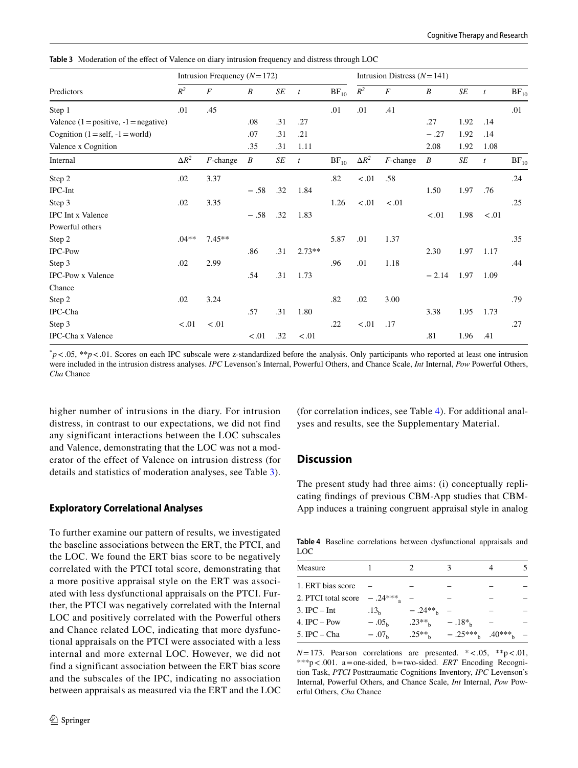**Table 3** Moderation of the effect of Valence on diary intrusion frequency and distress through LOC

| Predictors | Intrusion Frequency ($N=172$) | | | | | | Intrusion Distress ($N=141$) | | | | | |
|---|---|---|---|---|---|---|---|---|---|---|---|---|
| | $R^2$ | $F$ | $B$ | $SE$ | $t$ | $BF_{10}$ | $R^2$ | $F$ | $B$ | $SE$ | $t$ | $BF_{10}$ |
| Step 1 | .01 | .45 | | | | .01 | .01 | .41 | | | | .01 |
| Valence (1 = positive, -1 = negative) | | | .08 | .31 | .27 | | | | .27 | 1.92 | .14 | |
| Cognition (1 = self, -1 = world) | | | .07 | .31 | .21 | | | | − .27 | 1.92 | .14 | |
| Valence x Cognition | | | .35 | .31 | 1.11 | | | | 2.08 | 1.92 | 1.08 | |
| Internal | $\Delta R^2$ | $F$-change | $B$ | $SE$ | $t$ | $BF_{10}$ | $\Delta R^2$ | $F$-change | $B$ | $SE$ | $t$ | $BF_{10}$ |
| Step 2 | .02 | 3.37 | | | | .82 | <.01 | .58 | | | | .24 |
| IPC-Int | | | − .58 | .32 | 1.84 | | | | 1.50 | 1.97 | .76 | |
| Step 3 | .02 | 3.35 | | | | 1.26 | <.01 | <.01 | | | | .25 |
| IPC Int x Valence | | | − .58 | .32 | 1.83 | | | | <.01 | 1.98 | <.01 | |
| Powerful others | | | | | | | | | | | | |
| Step 2 | .04** | 7.45** | | | | 5.87 | .01 | 1.37 | | | | .35 |
| IPC-Pow | | | .86 | .31 | 2.73** | | | | 2.30 | 1.97 | 1.17 | |
| Step 3 | .02 | 2.99 | | | | .96 | .01 | 1.18 | | | | .44 |
| IPC-Pow x Valence | | | .54 | .31 | 1.73 | | | | − 2.14 | 1.97 | 1.09 | |
| Chance | | | | | | | | | | | | |
| Step 2 | .02 | 3.24 | | | | .82 | .02 | 3.00 | | | | .79 |
| IPC-Cha | | | .57 | .31 | 1.80 | | | | 3.38 | 1.95 | 1.73 | |
| Step 3 | <.01 | <.01 | | | | .22 | <.01 | .17 | | | | .27 |
| IPC-Cha x Valence | | | <.01 | .32 | <.01 | | | | .81 | 1.96 | .41 | |

*$p<.05$, **$p<.01$. Scores on each IPC subscale were z-standardized before the analysis. Only participants who reported at least one intrusion were included in the intrusion distress analyses. *IPC* Levenson's Internal, Powerful Others, and Chance Scale, *Int* Internal, *Pow* Powerful Others, *Cha* Chance

higher number of intrusions in the diary. For intrusion distress, in contrast to our expectations, we did not find any significant interactions between the LOC subscales and Valence, demonstrating that the LOC was not a moderator of the effect of Valence on intrusion distress (for details and statistics of moderation analyses, see Table 3).

### Exploratory Correlational Analyses

To further examine our pattern of results, we investigated the baseline associations between the ERT, the PTCI, and the LOC. We found the ERT bias score to be negatively correlated with the PTCI total score, demonstrating that a more positive appraisal style on the ERT was associated with less dysfunctional appraisals on the PTCI. Further, the PTCI was negatively correlated with the Internal LOC and positively correlated with the Powerful others and Chance related LOC, indicating that more dysfunctional appraisals on the PTCI were associated with a less internal and more external LOC. However, we did not find a significant association between the ERT bias score and the subscales of the IPC, indicating no association between appraisals as measured via the ERT and the LOC (for correlation indices, see Table 4). For additional analyses and results, see the Supplementary Material.

## Discussion

The present study had three aims: (i) conceptually replicating findings of previous CBM-App studies that CBM-App induces a training congruent appraisal style in analog

**Table 4** Baseline correlations between dysfunctional appraisals and LOC

| Measure | 1 | 2 | 3 | 4 | 5 |
|---|---|---|---|---|---|
| 1. ERT bias score | – | – | – | – | – |
| 2. PTCI total score | $-.24^{***}_{a}$ | – | – | – | – |
| 3. IPC – Int | $.13_{b}$ | $-.24^{**}_{b}$ | – | – | – |
| 4. IPC – Pow | $-.05_{b}$ | $.23^{**}_{b}$ | $-.18^{*}_{b}$ | – | – |
| 5. IPC – Cha | $-.07_{b}$ | $.25^{**}_{b}$ | $-.25^{***}_{b}$ | $.40^{***}_{b}$ | – |

$N=173$. Pearson correlations are presented. * <.05, **p <.01, ***p <.001. a = one-sided, b = two-sided. *ERT* Encoding Recognition Task, *PTCI* Posttraumatic Cognitions Inventory, *IPC* Levenson's Internal, Powerful Others, and Chance Scale, *Int* Internal, *Pow* Powerful Others, *Cha* Chance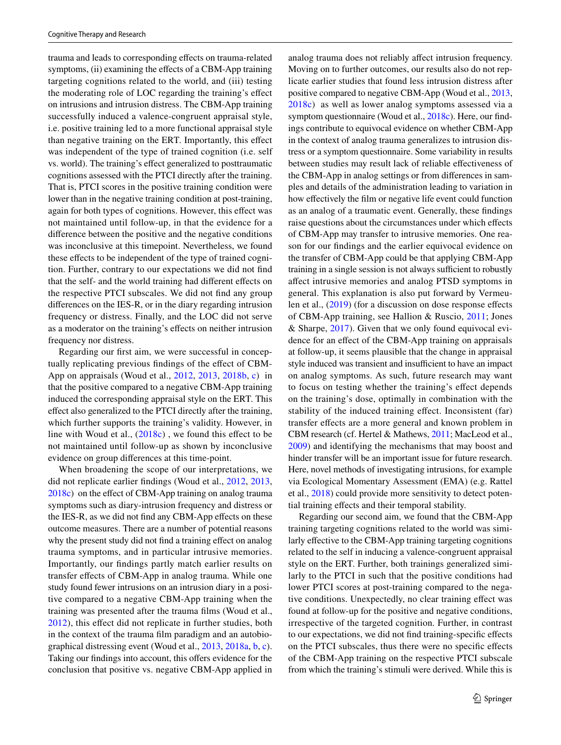trauma and leads to corresponding effects on trauma-related symptoms, (ii) examining the effects of a CBM-App training targeting cognitions related to the world, and (iii) testing the moderating role of LOC regarding the training's effect on intrusions and intrusion distress. The CBM-App training successfully induced a valence-congruent appraisal style, i.e. positive training led to a more functional appraisal style than negative training on the ERT. Importantly, this effect was independent of the type of trained cognition (i.e. self vs. world). The training's effect generalized to posttraumatic cognitions assessed with the PTCI directly after the training. That is, PTCI scores in the positive training condition were lower than in the negative training condition at post-training, again for both types of cognitions. However, this effect was not maintained until follow-up, in that the evidence for a difference between the positive and the negative conditions was inconclusive at this timepoint. Nevertheless, we found these effects to be independent of the type of trained cognition. Further, contrary to our expectations we did not find that the self- and the world training had different effects on the respective PTCI subscales. We did not find any group differences on the IES-R, or in the diary regarding intrusion frequency or distress. Finally, and the LOC did not serve as a moderator on the training's effects on neither intrusion frequency nor distress.

Regarding our first aim, we were successful in conceptually replicating previous findings of the effect of CBM-App on appraisals (Woud et al., 2012, 2013, 2018b, c) in that the positive compared to a negative CBM-App training induced the corresponding appraisal style on the ERT. This effect also generalized to the PTCI directly after the training, which further supports the training's validity. However, in line with Woud et al., (2018c) , we found this effect to be not maintained until follow-up as shown by inconclusive evidence on group differences at this time-point.

When broadening the scope of our interpretations, we did not replicate earlier findings (Woud et al., 2012, 2013, 2018c) on the effect of CBM-App training on analog trauma symptoms such as diary-intrusion frequency and distress or the IES-R, as we did not find any CBM-App effects on these outcome measures. There are a number of potential reasons why the present study did not find a training effect on analog trauma symptoms, and in particular intrusive memories. Importantly, our findings partly match earlier results on transfer effects of CBM-App in analog trauma. While one study found fewer intrusions on an intrusion diary in a positive compared to a negative CBM-App training when the training was presented after the trauma films (Woud et al., 2012), this effect did not replicate in further studies, both in the context of the trauma film paradigm and an autobiographical distressing event (Woud et al., 2013, 2018a, b, c). Taking our findings into account, this offers evidence for the conclusion that positive vs. negative CBM-App applied in analog trauma does not reliably affect intrusion frequency. Moving on to further outcomes, our results also do not replicate earlier studies that found less intrusion distress after positive compared to negative CBM-App (Woud et al., 2013, 2018c) as well as lower analog symptoms assessed via a symptom questionnaire (Woud et al., 2018c). Here, our findings contribute to equivocal evidence on whether CBM-App in the context of analog trauma generalizes to intrusion distress or a symptom questionnaire. Some variability in results between studies may result lack of reliable effectiveness of the CBM-App in analog settings or from differences in samples and details of the administration leading to variation in how effectively the film or negative life event could function as an analog of a traumatic event. Generally, these findings raise questions about the circumstances under which effects of CBM-App may transfer to intrusive memories. One reason for our findings and the earlier equivocal evidence on the transfer of CBM-App could be that applying CBM-App training in a single session is not always sufficient to robustly affect intrusive memories and analog PTSD symptoms in general. This explanation is also put forward by Vermeulen et al., (2019) (for a discussion on dose response effects of CBM-App training, see Hallion & Ruscio, 2011; Jones & Sharpe, 2017). Given that we only found equivocal evidence for an effect of the CBM-App training on appraisals at follow-up, it seems plausible that the change in appraisal style induced was transient and insufficient to have an impact on analog symptoms. As such, future research may want to focus on testing whether the training's effect depends on the training's dose, optimally in combination with the stability of the induced training effect. Inconsistent (far) transfer effects are a more general and known problem in CBM research (cf. Hertel & Mathews, 2011; MacLeod et al., 2009) and identifying the mechanisms that may boost and hinder transfer will be an important issue for future research. Here, novel methods of investigating intrusions, for example via Ecological Momentary Assessment (EMA) (e.g. Rattel et al., 2018) could provide more sensitivity to detect potential training effects and their temporal stability.

Regarding our second aim, we found that the CBM-App training targeting cognitions related to the world was similarly effective to the CBM-App training targeting cognitions related to the self in inducing a valence-congruent appraisal style on the ERT. Further, both trainings generalized similarly to the PTCI in such that the positive conditions had lower PTCI scores at post-training compared to the negative conditions. Unexpectedly, no clear training effect was found at follow-up for the positive and negative conditions, irrespective of the targeted cognition. Further, in contrast to our expectations, we did not find training-specific effects on the PTCI subscales, thus there were no specific effects of the CBM-App training on the respective PTCI subscale from which the training's stimuli were derived. While this is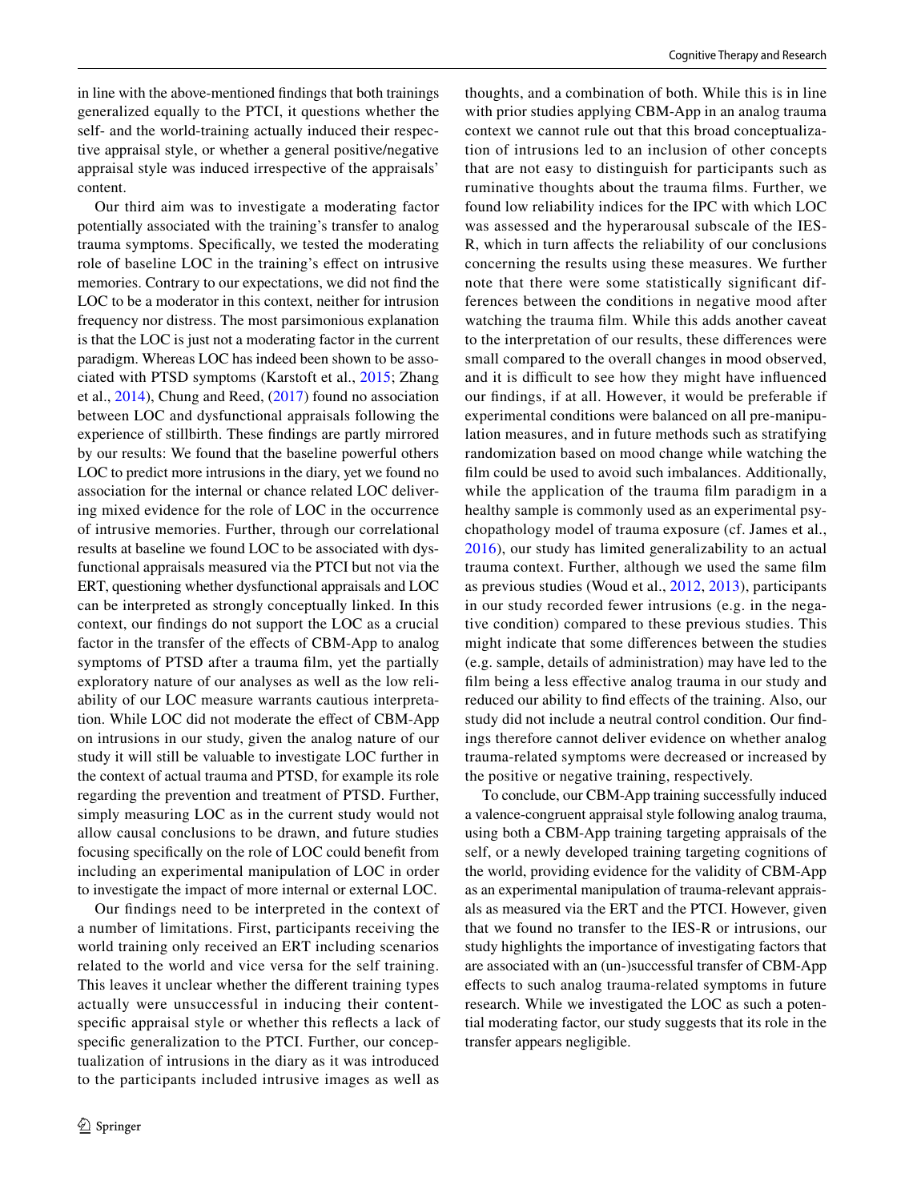in line with the above-mentioned findings that both trainings generalized equally to the PTCI, it questions whether the self- and the world-training actually induced their respective appraisal style, or whether a general positive/negative appraisal style was induced irrespective of the appraisals' content.

Our third aim was to investigate a moderating factor potentially associated with the training's transfer to analog trauma symptoms. Specifically, we tested the moderating role of baseline LOC in the training's effect on intrusive memories. Contrary to our expectations, we did not find the LOC to be a moderator in this context, neither for intrusion frequency nor distress. The most parsimonious explanation is that the LOC is just not a moderating factor in the current paradigm. Whereas LOC has indeed been shown to be associated with PTSD symptoms (Karstoft et al., 2015; Zhang et al., 2014), Chung and Reed, (2017) found no association between LOC and dysfunctional appraisals following the experience of stillbirth. These findings are partly mirrored by our results: We found that the baseline powerful others LOC to predict more intrusions in the diary, yet we found no association for the internal or chance related LOC delivering mixed evidence for the role of LOC in the occurrence of intrusive memories. Further, through our correlational results at baseline we found LOC to be associated with dysfunctional appraisals measured via the PTCI but not via the ERT, questioning whether dysfunctional appraisals and LOC can be interpreted as strongly conceptually linked. In this context, our findings do not support the LOC as a crucial factor in the transfer of the effects of CBM-App to analog symptoms of PTSD after a trauma film, yet the partially exploratory nature of our analyses as well as the low reliability of our LOC measure warrants cautious interpretation. While LOC did not moderate the effect of CBM-App on intrusions in our study, given the analog nature of our study it will still be valuable to investigate LOC further in the context of actual trauma and PTSD, for example its role regarding the prevention and treatment of PTSD. Further, simply measuring LOC as in the current study would not allow causal conclusions to be drawn, and future studies focusing specifically on the role of LOC could benefit from including an experimental manipulation of LOC in order to investigate the impact of more internal or external LOC.

Our findings need to be interpreted in the context of a number of limitations. First, participants receiving the world training only received an ERT including scenarios related to the world and vice versa for the self training. This leaves it unclear whether the different training types actually were unsuccessful in inducing their content-specific appraisal style or whether this reflects a lack of specific generalization to the PTCI. Further, our conceptualization of intrusions in the diary as it was introduced to the participants included intrusive images as well as thoughts, and a combination of both. While this is in line with prior studies applying CBM-App in an analog trauma context we cannot rule out that this broad conceptualization of intrusions led to an inclusion of other concepts that are not easy to distinguish for participants such as ruminative thoughts about the trauma films. Further, we found low reliability indices for the IPC with which LOC was assessed and the hyperarousal subscale of the IES-R, which in turn affects the reliability of our conclusions concerning the results using these measures. We further note that there were some statistically significant differences between the conditions in negative mood after watching the trauma film. While this adds another caveat to the interpretation of our results, these differences were small compared to the overall changes in mood observed, and it is difficult to see how they might have influenced our findings, if at all. However, it would be preferable if experimental conditions were balanced on all pre-manipulation measures, and in future methods such as stratifying randomization based on mood change while watching the film could be used to avoid such imbalances. Additionally, while the application of the trauma film paradigm in a healthy sample is commonly used as an experimental psychopathology model of trauma exposure (cf. James et al., 2016), our study has limited generalizability to an actual trauma context. Further, although we used the same film as previous studies (Woud et al., 2012, 2013), participants in our study recorded fewer intrusions (e.g. in the negative condition) compared to these previous studies. This might indicate that some differences between the studies (e.g. sample, details of administration) may have led to the film being a less effective analog trauma in our study and reduced our ability to find effects of the training. Also, our study did not include a neutral control condition. Our findings therefore cannot deliver evidence on whether analog trauma-related symptoms were decreased or increased by the positive or negative training, respectively.

To conclude, our CBM-App training successfully induced a valence-congruent appraisal style following analog trauma, using both a CBM-App training targeting appraisals of the self, or a newly developed training targeting cognitions of the world, providing evidence for the validity of CBM-App as an experimental manipulation of trauma-relevant appraisals as measured via the ERT and the PTCI. However, given that we found no transfer to the IES-R or intrusions, our study highlights the importance of investigating factors that are associated with an (un-)successful transfer of CBM-App effects to such analog trauma-related symptoms in future research. While we investigated the LOC as such a potential moderating factor, our study suggests that its role in the transfer appears negligible.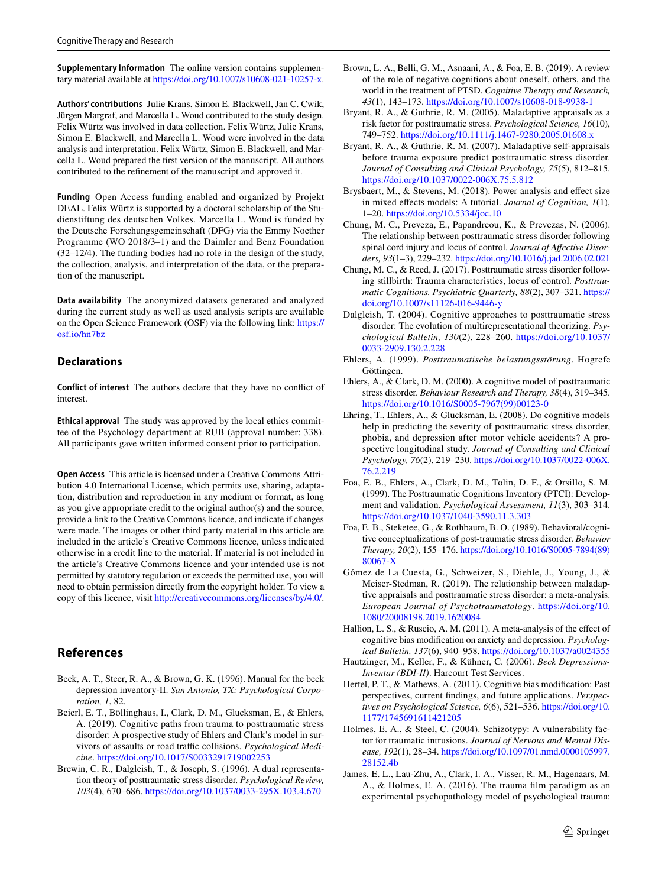**Supplementary Information** The online version contains supplementary material available at https://doi.org/10.1007/s10608-021-10257-x.

**Authors' contributions** Julie Krans, Simon E. Blackwell, Jan C. Cwik, Jürgen Margraf, and Marcella L. Woud contributed to the study design. Felix Würtz was involved in data collection. Felix Würtz, Julie Krans, Simon E. Blackwell, and Marcella L. Woud were involved in the data analysis and interpretation. Felix Würtz, Simon E. Blackwell, and Marcella L. Woud prepared the first version of the manuscript. All authors contributed to the refinement of the manuscript and approved it.

**Funding** Open Access funding enabled and organized by Projekt DEAL. Felix Würtz is supported by a doctoral scholarship of the Studienstiftung des deutschen Volkes. Marcella L. Woud is funded by the Deutsche Forschungsgemeinschaft (DFG) via the Emmy Noether Programme (WO 2018/3–1) and the Daimler and Benz Foundation (32–12/4). The funding bodies had no role in the design of the study, the collection, analysis, and interpretation of the data, or the preparation of the manuscript.

**Data availability** The anonymized datasets generated and analyzed during the current study as well as used analysis scripts are available on the Open Science Framework (OSF) via the following link: https://osf.io/hn7bz

## Declarations

**Conflict of interest** The authors declare that they have no conflict of interest.

**Ethical approval** The study was approved by the local ethics committee of the Psychology department at RUB (approval number: 338). All participants gave written informed consent prior to participation.

**Open Access** This article is licensed under a Creative Commons Attribution 4.0 International License, which permits use, sharing, adaptation, distribution and reproduction in any medium or format, as long as you give appropriate credit to the original author(s) and the source, provide a link to the Creative Commons licence, and indicate if changes were made. The images or other third party material in this article are included in the article's Creative Commons licence, unless indicated otherwise in a credit line to the material. If material is not included in the article's Creative Commons licence and your intended use is not permitted by statutory regulation or exceeds the permitted use, you will need to obtain permission directly from the copyright holder. To view a copy of this licence, visit http://creativecommons.org/licenses/by/4.0/.

## References

Beck, A. T., Steer, R. A., & Brown, G. K. (1996). Manual for the beck depression inventory-II. *San Antonio, TX: Psychological Corporation, 1*, 82.

Beierl, E. T., Böllinghaus, I., Clark, D. M., Glucksman, E., & Ehlers, A. (2019). Cognitive paths from trauma to posttraumatic stress disorder: A prospective study of Ehlers and Clark's model in survivors of assaults or road traffic collisions. *Psychological Medicine*. https://doi.org/10.1017/S0033291719002253

Brewin, C. R., Dalgleish, T., & Joseph, S. (1996). A dual representation theory of posttraumatic stress disorder. *Psychological Review, 103*(4), 670–686. https://doi.org/10.1037/0033-295X.103.4.670

Brown, L. A., Belli, G. M., Asnaani, A., & Foa, E. B. (2019). A review of the role of negative cognitions about oneself, others, and the world in the treatment of PTSD. *Cognitive Therapy and Research, 43*(1), 143–173. https://doi.org/10.1007/s10608-018-9938-1

Bryant, R. A., & Guthrie, R. M. (2005). Maladaptive appraisals as a risk factor for posttraumatic stress. *Psychological Science, 16*(10), 749–752. https://doi.org/10.1111/j.1467-9280.2005.01608.x

Bryant, R. A., & Guthrie, R. M. (2007). Maladaptive self-appraisals before trauma exposure predict posttraumatic stress disorder. *Journal of Consulting and Clinical Psychology, 75*(5), 812–815. https://doi.org/10.1037/0022-006X.75.5.812

Brysbaert, M., & Stevens, M. (2018). Power analysis and effect size in mixed effects models: A tutorial. *Journal of Cognition, 1*(1), 1–20. https://doi.org/10.5334/joc.10

Chung, M. C., Preveza, E., Papandreou, K., & Prevezas, N. (2006). The relationship between posttraumatic stress disorder following spinal cord injury and locus of control. *Journal of Affective Disorders, 93*(1–3), 229–232. https://doi.org/10.1016/j.jad.2006.02.021

Chung, M. C., & Reed, J. (2017). Posttraumatic stress disorder following stillbirth: Trauma characteristics, locus of control. *Posttraumatic Cognitions. Psychiatric Quarterly, 88*(2), 307–321. https://doi.org/10.1007/s11126-016-9446-y

Dalgleish, T. (2004). Cognitive approaches to posttraumatic stress disorder: The evolution of multirepresentational theorizing. *Psychological Bulletin, 130*(2), 228–260. https://doi.org/10.1037/0033-2909.130.2.228

Ehlers, A. (1999). *Posttraumatische belastungsstörung*. Hogrefe Göttingen.

Ehlers, A., & Clark, D. M. (2000). A cognitive model of posttraumatic stress disorder. *Behaviour Research and Therapy, 38*(4), 319–345. https://doi.org/10.1016/S0005-7967(99)00123-0

Ehring, T., Ehlers, A., & Glucksman, E. (2008). Do cognitive models help in predicting the severity of posttraumatic stress disorder, phobia, and depression after motor vehicle accidents? A prospective longitudinal study. *Journal of Consulting and Clinical Psychology, 76*(2), 219–230. https://doi.org/10.1037/0022-006X.76.2.219

Foa, E. B., Ehlers, A., Clark, D. M., Tolin, D. F., & Orsillo, S. M. (1999). The Posttraumatic Cognitions Inventory (PTCI): Development and validation. *Psychological Assessment, 11*(3), 303–314. https://doi.org/10.1037/1040-3590.11.3.303

Foa, E. B., Steketee, G., & Rothbaum, B. O. (1989). Behavioral/cognitive conceptualizations of post-traumatic stress disorder. *Behavior Therapy, 20*(2), 155–176. https://doi.org/10.1016/S0005-7894(89)80067-X

Gómez de La Cuesta, G., Schweizer, S., Diehle, J., Young, J., & Meiser-Stedman, R. (2019). The relationship between maladaptive appraisals and posttraumatic stress disorder: a meta-analysis. *European Journal of Psychotraumatology*. https://doi.org/10.1080/20008198.2019.1620084

Hallion, L. S., & Ruscio, A. M. (2011). A meta-analysis of the effect of cognitive bias modification on anxiety and depression. *Psychological Bulletin, 137*(6), 940–958. https://doi.org/10.1037/a0024355

Hautzinger, M., Keller, F., & Kühner, C. (2006). *Beck Depressions-Inventar (BDI-II)*. Harcourt Test Services.

Hertel, P. T., & Mathews, A. (2011). Cognitive bias modification: Past perspectives, current findings, and future applications. *Perspectives on Psychological Science, 6*(6), 521–536. https://doi.org/10.1177/1745691611421205

Holmes, E. A., & Steel, C. (2004). Schizotypy: A vulnerability factor for traumatic intrusions. *Journal of Nervous and Mental Disease, 192*(1), 28–34. https://doi.org/10.1097/01.nmd.0000105997.28152.4b

James, E. L., Lau-Zhu, A., Clark, I. A., Visser, R. M., Hagenaars, M. A., & Holmes, E. A. (2016). The trauma film paradigm as an experimental psychopathology model of psychological trauma: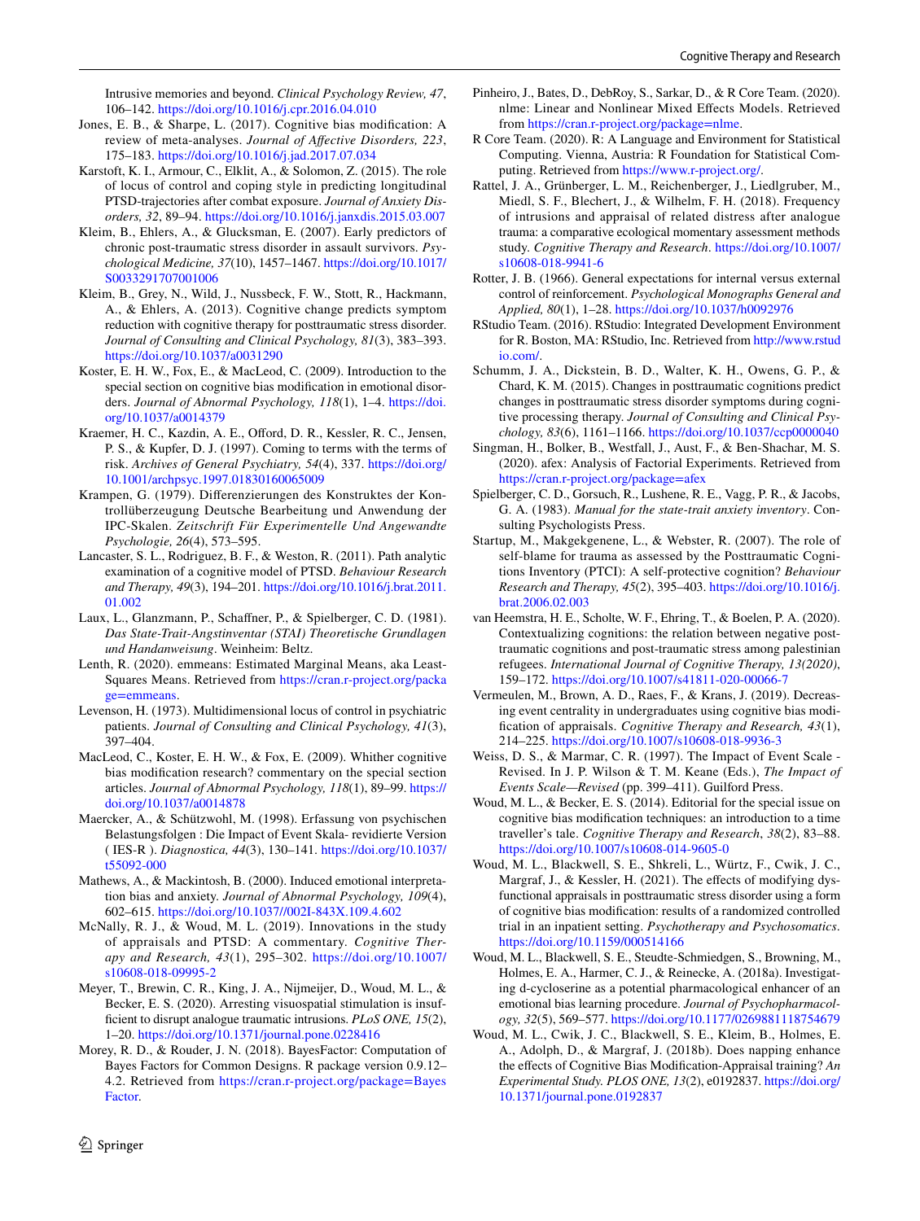Intrusive memories and beyond. *Clinical Psychology Review, 47*, 106–142. https://doi.org/10.1016/j.cpr.2016.04.010

Jones, E. B., & Sharpe, L. (2017). Cognitive bias modification: A review of meta-analyses. *Journal of Affective Disorders, 223*, 175–183. https://doi.org/10.1016/j.jad.2017.07.034

Karstoft, K. I., Armour, C., Elklit, A., & Solomon, Z. (2015). The role of locus of control and coping style in predicting longitudinal PTSD-trajectories after combat exposure. *Journal of Anxiety Disorders, 32*, 89–94. https://doi.org/10.1016/j.janxdis.2015.03.007

Kleim, B., Ehlers, A., & Glucksman, E. (2007). Early predictors of chronic post-traumatic stress disorder in assault survivors. *Psychological Medicine, 37*(10), 1457–1467. https://doi.org/10.1017/S0033291707001006

Kleim, B., Grey, N., Wild, J., Nussbeck, F. W., Stott, R., Hackmann, A., & Ehlers, A. (2013). Cognitive change predicts symptom reduction with cognitive therapy for posttraumatic stress disorder. *Journal of Consulting and Clinical Psychology, 81*(3), 383–393. https://doi.org/10.1037/a0031290

Koster, E. H. W., Fox, E., & MacLeod, C. (2009). Introduction to the special section on cognitive bias modification in emotional disorders. *Journal of Abnormal Psychology, 118*(1), 1–4. https://doi.org/10.1037/a0014379

Kraemer, H. C., Kazdin, A. E., Offord, D. R., Kessler, R. C., Jensen, P. S., & Kupfer, D. J. (1997). Coming to terms with the terms of risk. *Archives of General Psychiatry, 54*(4), 337. https://doi.org/10.1001/archpsyc.1997.01830160065009

Krampen, G. (1979). Differenzierungen des Konstruktes der Kontrollüberzeugung Deutsche Bearbeitung und Anwendung der IPC-Skalen. *Zeitschrift Für Experimentelle Und Angewandte Psychologie, 26*(4), 573–595.

Lancaster, S. L., Rodriguez, B. F., & Weston, R. (2011). Path analytic examination of a cognitive model of PTSD. *Behaviour Research and Therapy, 49*(3), 194–201. https://doi.org/10.1016/j.brat.2011.01.002

Laux, L., Glanzmann, P., Schaffner, P., & Spielberger, C. D. (1981). *Das State-Trait-Angstinventar (STAI) Theoretische Grundlagen und Handanweisung*. Weinheim: Beltz.

Lenth, R. (2020). emmeans: Estimated Marginal Means, aka Least-Squares Means. Retrieved from https://cran.r-project.org/package=emmeans.

Levenson, H. (1973). Multidimensional locus of control in psychiatric patients. *Journal of Consulting and Clinical Psychology, 41*(3), 397–404.

MacLeod, C., Koster, E. H. W., & Fox, E. (2009). Whither cognitive bias modification research? commentary on the special section articles. *Journal of Abnormal Psychology, 118*(1), 89–99. https://doi.org/10.1037/a0014878

Maercker, A., & Schützwohl, M. (1998). Erfassung von psychischen Belastungsfolgen : Die Impact of Event Skala- revidierte Version ( IES-R ). *Diagnostica, 44*(3), 130–141. https://doi.org/10.1037/t55092-000

Mathews, A., & Mackintosh, B. (2000). Induced emotional interpretation bias and anxiety. *Journal of Abnormal Psychology, 109*(4), 602–615. https://doi.org/10.1037//0021-843X.109.4.602

McNally, R. J., & Woud, M. L. (2019). Innovations in the study of appraisals and PTSD: A commentary. *Cognitive Therapy and Research, 43*(1), 295–302. https://doi.org/10.1007/s10608-018-09995-2

Meyer, T., Brewin, C. R., King, J. A., Nijmeijer, D., Woud, M. L., & Becker, E. S. (2020). Arresting visuospatial stimulation is insufficient to disrupt analogue traumatic intrusions. *PLoS ONE, 15*(2), 1–20. https://doi.org/10.1371/journal.pone.0228416

Morey, R. D., & Rouder, J. N. (2018). BayesFactor: Computation of Bayes Factors for Common Designs. R package version 0.9.12–4.2. Retrieved from https://cran.r-project.org/package=BayesFactor.

Pinheiro, J., Bates, D., DebRoy, S., Sarkar, D., & R Core Team. (2020). nlme: Linear and Nonlinear Mixed Effects Models. Retrieved from https://cran.r-project.org/package=nlme.

R Core Team. (2020). R: A Language and Environment for Statistical Computing. Vienna, Austria: R Foundation for Statistical Computing. Retrieved from https://www.r-project.org/.

Rattel, J. A., Grünberger, L. M., Reichenberger, J., Liedlgruber, M., Miedl, S. F., Blechert, J., & Wilhelm, F. H. (2018). Frequency of intrusions and appraisal of related distress after analogue trauma: a comparative ecological momentary assessment methods study. *Cognitive Therapy and Research*. https://doi.org/10.1007/s10608-018-9941-6

Rotter, J. B. (1966). General expectations for internal versus external control of reinforcement. *Psychological Monographs General and Applied, 80*(1), 1–28. https://doi.org/10.1037/h0092976

RStudio Team. (2016). RStudio: Integrated Development Environment for R. Boston, MA: RStudio, Inc. Retrieved from http://www.rstudio.com/.

Schumm, J. A., Dickstein, B. D., Walter, K. H., Owens, G. P., & Chard, K. M. (2015). Changes in posttraumatic cognitions predict changes in posttraumatic stress disorder symptoms during cognitive processing therapy. *Journal of Consulting and Clinical Psychology, 83*(6), 1161–1166. https://doi.org/10.1037/ccp0000040

Singman, H., Bolker, B., Westfall, J., Aust, F., & Ben-Shachar, M. S. (2020). afex: Analysis of Factorial Experiments. Retrieved from https://cran.r-project.org/package=afex

Spielberger, C. D., Gorsuch, R., Lushene, R. E., Vagg, P. R., & Jacobs, G. A. (1983). *Manual for the state-trait anxiety inventory*. Consulting Psychologists Press.

Startup, M., Makgekgenene, L., & Webster, R. (2007). The role of self-blame for trauma as assessed by the Posttraumatic Cognitions Inventory (PTCI): A self-protective cognition? *Behaviour Research and Therapy, 45*(2), 395–403. https://doi.org/10.1016/j.brat.2006.02.003

van Heemstra, H. E., Scholte, W. F., Ehring, T., & Boelen, P. A. (2020). Contextualizing cognitions: the relation between negative posttraumatic cognitions and post-traumatic stress among palestinian refugees. *International Journal of Cognitive Therapy, 13(2020)*, 159–172. https://doi.org/10.1007/s41811-020-00066-7

Vermeulen, M., Brown, A. D., Raes, F., & Krans, J. (2019). Decreasing event centrality in undergraduates using cognitive bias modification of appraisals. *Cognitive Therapy and Research, 43*(1), 214–225. https://doi.org/10.1007/s10608-018-9936-3

Weiss, D. S., & Marmar, C. R. (1997). The Impact of Event Scale - Revised. In J. P. Wilson & T. M. Keane (Eds.), *The Impact of Events Scale—Revised* (pp. 399–411). Guilford Press.

Woud, M. L., & Becker, E. S. (2014). Editorial for the special issue on cognitive bias modification techniques: an introduction to a time traveller's tale. *Cognitive Therapy and Research, 38*(2), 83–88. https://doi.org/10.1007/s10608-014-9605-0

Woud, M. L., Blackwell, S. E., Shkreli, L., Würtz, F., Cwik, J. C., Margraf, J., & Kessler, H. (2021). The effects of modifying dysfunctional appraisals in posttraumatic stress disorder using a form of cognitive bias modification: results of a randomized controlled trial in an inpatient setting. *Psychotherapy and Psychosomatics*. https://doi.org/10.1159/000514166

Woud, M. L., Blackwell, S. E., Steudte-Schmiedgen, S., Browning, M., Holmes, E. A., Harmer, C. J., & Reinecke, A. (2018a). Investigating d-cycloserine as a potential pharmacological enhancer of an emotional bias learning procedure. *Journal of Psychopharmacology, 32*(5), 569–577. https://doi.org/10.1177/0269881118754679

Woud, M. L., Cwik, J. C., Blackwell, S. E., Kleim, B., Holmes, E. A., Adolph, D., & Margraf, J. (2018b). Does napping enhance the effects of Cognitive Bias Modification-Appraisal training? *An Experimental Study. PLOS ONE, 13*(2), e0192837. https://doi.org/10.1371/journal.pone.0192837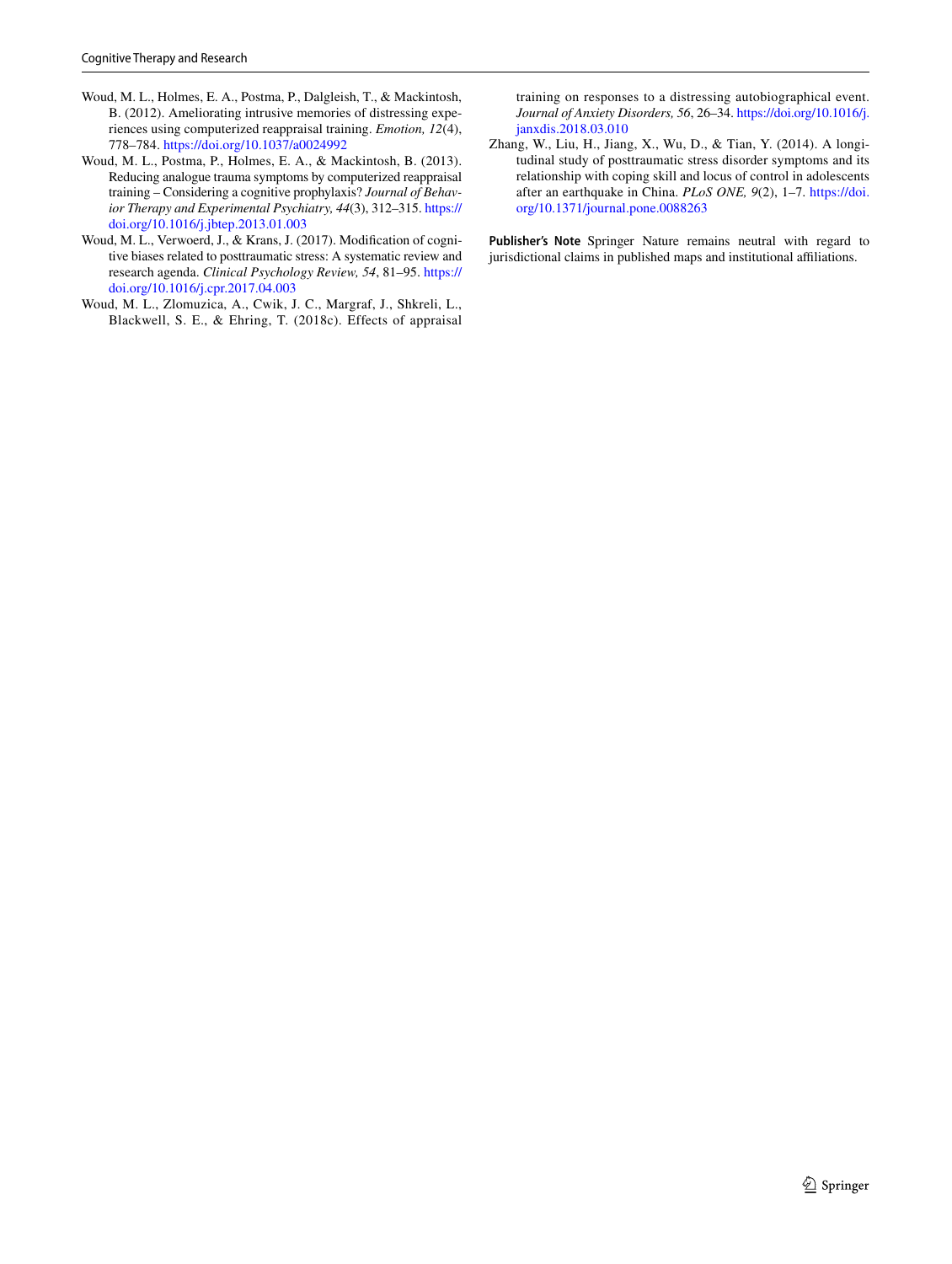Woud, M. L., Holmes, E. A., Postma, P., Dalgleish, T., & Mackintosh, B. (2012). Ameliorating intrusive memories of distressing experiences using computerized reappraisal training. *Emotion, 12*(4), 778–784. https://doi.org/10.1037/a0024992

Woud, M. L., Postma, P., Holmes, E. A., & Mackintosh, B. (2013). Reducing analogue trauma symptoms by computerized reappraisal training – Considering a cognitive prophylaxis? *Journal of Behavior Therapy and Experimental Psychiatry, 44*(3), 312–315. https://doi.org/10.1016/j.jbtep.2013.01.003

Woud, M. L., Verwoerd, J., & Krans, J. (2017). Modification of cognitive biases related to posttraumatic stress: A systematic review and research agenda. *Clinical Psychology Review, 54*, 81–95. https://doi.org/10.1016/j.cpr.2017.04.003

Woud, M. L., Zlomuzica, A., Cwik, J. C., Margraf, J., Shkreli, L., Blackwell, S. E., & Ehring, T. (2018c). Effects of appraisal training on responses to a distressing autobiographical event. *Journal of Anxiety Disorders, 56*, 26–34. https://doi.org/10.1016/j.janxdis.2018.03.010

Zhang, W., Liu, H., Jiang, X., Wu, D., & Tian, Y. (2014). A longitudinal study of posttraumatic stress disorder symptoms and its relationship with coping skill and locus of control in adolescents after an earthquake in China. *PLoS ONE, 9*(2), 1–7. https://doi.org/10.1371/journal.pone.0088263

**Publisher's Note** Springer Nature remains neutral with regard to jurisdictional claims in published maps and institutional affiliations.